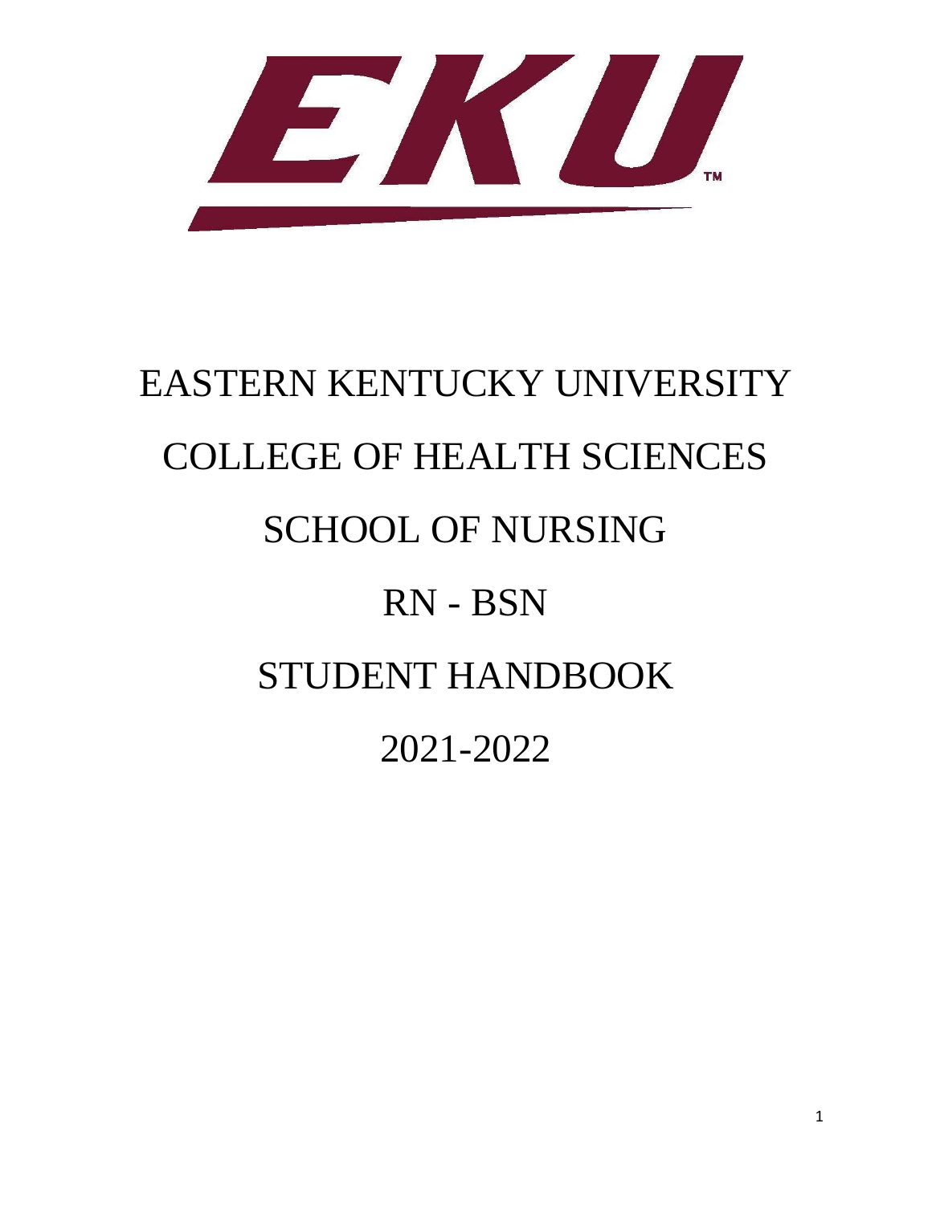# EASTERN KENTUCKY UNIVERSITY

# COLLEGE OF HEALTH SCIENCES

# SCHOOL OF NURSING

# RN - BSN

# STUDENT HANDBOOK

# 2021-2022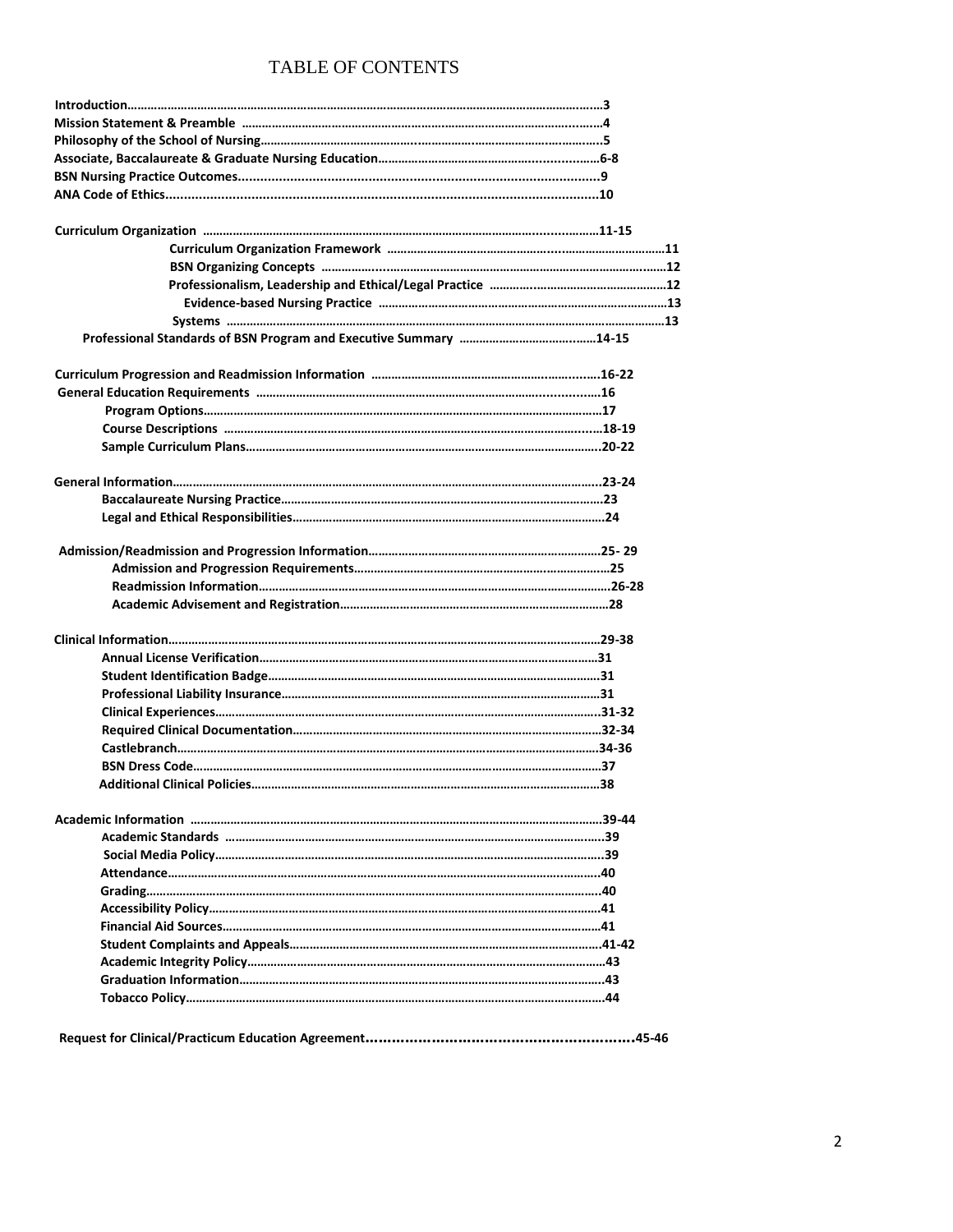# TABLE OF CONTENTS

**Introduction……………………………………………………………………………………………………………3**
**Mission Statement & Preamble ……………………………………………………………………………………4**
**Philosophy of the School of Nursing………………………………………………………………………………5**
**Associate, Baccalaureate & Graduate Nursing Education……………………………………………………6-8**
**BSN Nursing Practice Outcomes……………………………………………………………………………………9**
**ANA Code of Ethics…………………………………………………………………………………………………10**

**Curriculum Organization ……………………………………………………………………………………11-15**
- **Curriculum Organization Framework ……………………………………………………………………11**
- **BSN Organizing Concepts ………………………………………………………………………………12**
- **Professionalism, Leadership and Ethical/Legal Practice ……………………………………………12**
- **Evidence-based Nursing Practice ………………………………………………………………………13**
- **Systems ……………………………………………………………………………………………………13**
- **Professional Standards of BSN Program and Executive Summary …………………………………14-15**

**Curriculum Progression and Readmission Information ……………………………………………………16-22**
**General Education Requirements ………………………………………………………………………………16**
- **Program Options………………………………………………………………………………………………17**
- **Course Descriptions ………………………………………………………………………………………18-19**
- **Sample Curriculum Plans…………………………………………………………………………………20-22**

**General Information…………………………………………………………………………………………23-24**
- **Baccalaureate Nursing Practice………………………………………………………………………………23**
- **Legal and Ethical Responsibilities……………………………………………………………………………24**

**Admission/Readmission and Progression Information…………………………………………………………25- 29**
- **Admission and Progression Requirements……………………………………………………………………25**
- **Readmission Information…………………………………………………………………………………26-28**
- **Academic Advisement and Registration………………………………………………………………………28**

**Clinical Information…………………………………………………………………………………………29-38**
- **Annual License Verification…………………………………………………………………………………31**
- **Student Identification Badge…………………………………………………………………………………31**
- **Professional Liability Insurance………………………………………………………………………………31**
- **Clinical Experiences……………………………………………………………………………………31-32**
- **Required Clinical Documentation…………………………………………………………………………32-34**
- **Castlebranch………………………………………………………………………………………………34-36**
- **BSN Dress Code……………………………………………………………………………………………37**
- **Additional Clinical Policies……………………………………………………………………………………38**

**Academic Information ………………………………………………………………………………………39-44**
- **Academic Standards ………………………………………………………………………………………39**
- **Social Media Policy…………………………………………………………………………………………39**
- **Attendance……………………………………………………………………………………………………40**
- **Grading…………………………………………………………………………………………………………40**
- **Accessibility Policy……………………………………………………………………………………………41**
- **Financial Aid Sources…………………………………………………………………………………………41**
- **Student Complaints and Appeals………………………………………………………………………41-42**
- **Academic Integrity Policy……………………………………………………………………………………43**
- **Graduation Information………………………………………………………………………………………43**
- **Tobacco Policy………………………………………………………………………………………………44**

**Request for Clinical/Practicum Education Agreement………………………………………………………45-46**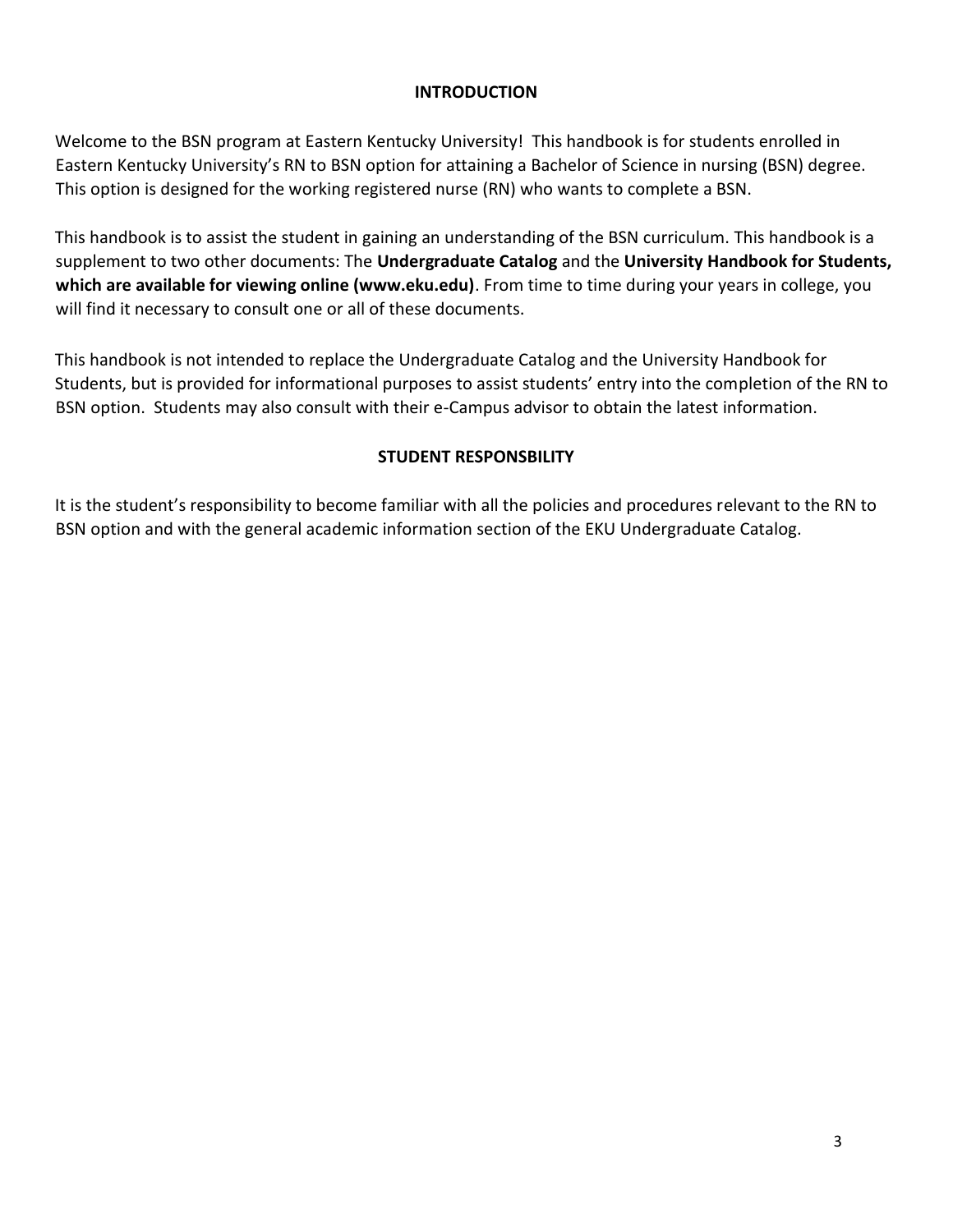## INTRODUCTION

Welcome to the BSN program at Eastern Kentucky University! This handbook is for students enrolled in Eastern Kentucky University's RN to BSN option for attaining a Bachelor of Science in nursing (BSN) degree. This option is designed for the working registered nurse (RN) who wants to complete a BSN.

This handbook is to assist the student in gaining an understanding of the BSN curriculum. This handbook is a supplement to two other documents: The **Undergraduate Catalog** and the **University Handbook for Students, which are available for viewing online (www.eku.edu)**. From time to time during your years in college, you will find it necessary to consult one or all of these documents.

This handbook is not intended to replace the Undergraduate Catalog and the University Handbook for Students, but is provided for informational purposes to assist students' entry into the completion of the RN to BSN option. Students may also consult with their e-Campus advisor to obtain the latest information.

## STUDENT RESPONSBILITY

It is the student's responsibility to become familiar with all the policies and procedures relevant to the RN to BSN option and with the general academic information section of the EKU Undergraduate Catalog.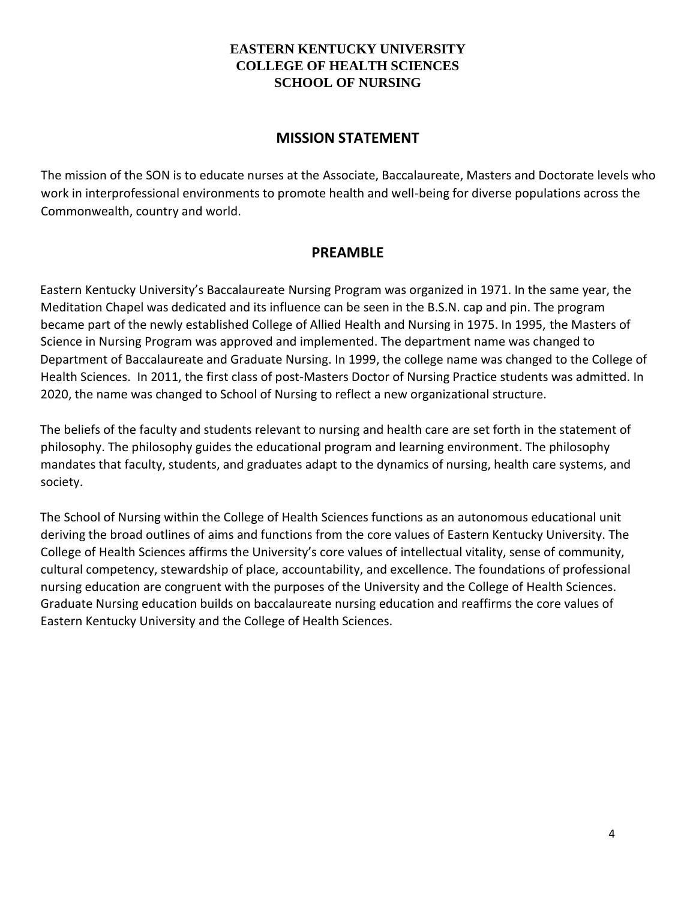**EASTERN KENTUCKY UNIVERSITY**
**COLLEGE OF HEALTH SCIENCES**
**SCHOOL OF NURSING**

## MISSION STATEMENT

The mission of the SON is to educate nurses at the Associate, Baccalaureate, Masters and Doctorate levels who work in interprofessional environments to promote health and well-being for diverse populations across the Commonwealth, country and world.

## PREAMBLE

Eastern Kentucky University's Baccalaureate Nursing Program was organized in 1971. In the same year, the Meditation Chapel was dedicated and its influence can be seen in the B.S.N. cap and pin. The program became part of the newly established College of Allied Health and Nursing in 1975. In 1995, the Masters of Science in Nursing Program was approved and implemented. The department name was changed to Department of Baccalaureate and Graduate Nursing. In 1999, the college name was changed to the College of Health Sciences. In 2011, the first class of post-Masters Doctor of Nursing Practice students was admitted. In 2020, the name was changed to School of Nursing to reflect a new organizational structure.

The beliefs of the faculty and students relevant to nursing and health care are set forth in the statement of philosophy. The philosophy guides the educational program and learning environment. The philosophy mandates that faculty, students, and graduates adapt to the dynamics of nursing, health care systems, and society.

The School of Nursing within the College of Health Sciences functions as an autonomous educational unit deriving the broad outlines of aims and functions from the core values of Eastern Kentucky University. The College of Health Sciences affirms the University's core values of intellectual vitality, sense of community, cultural competency, stewardship of place, accountability, and excellence. The foundations of professional nursing education are congruent with the purposes of the University and the College of Health Sciences. Graduate Nursing education builds on baccalaureate nursing education and reaffirms the core values of Eastern Kentucky University and the College of Health Sciences.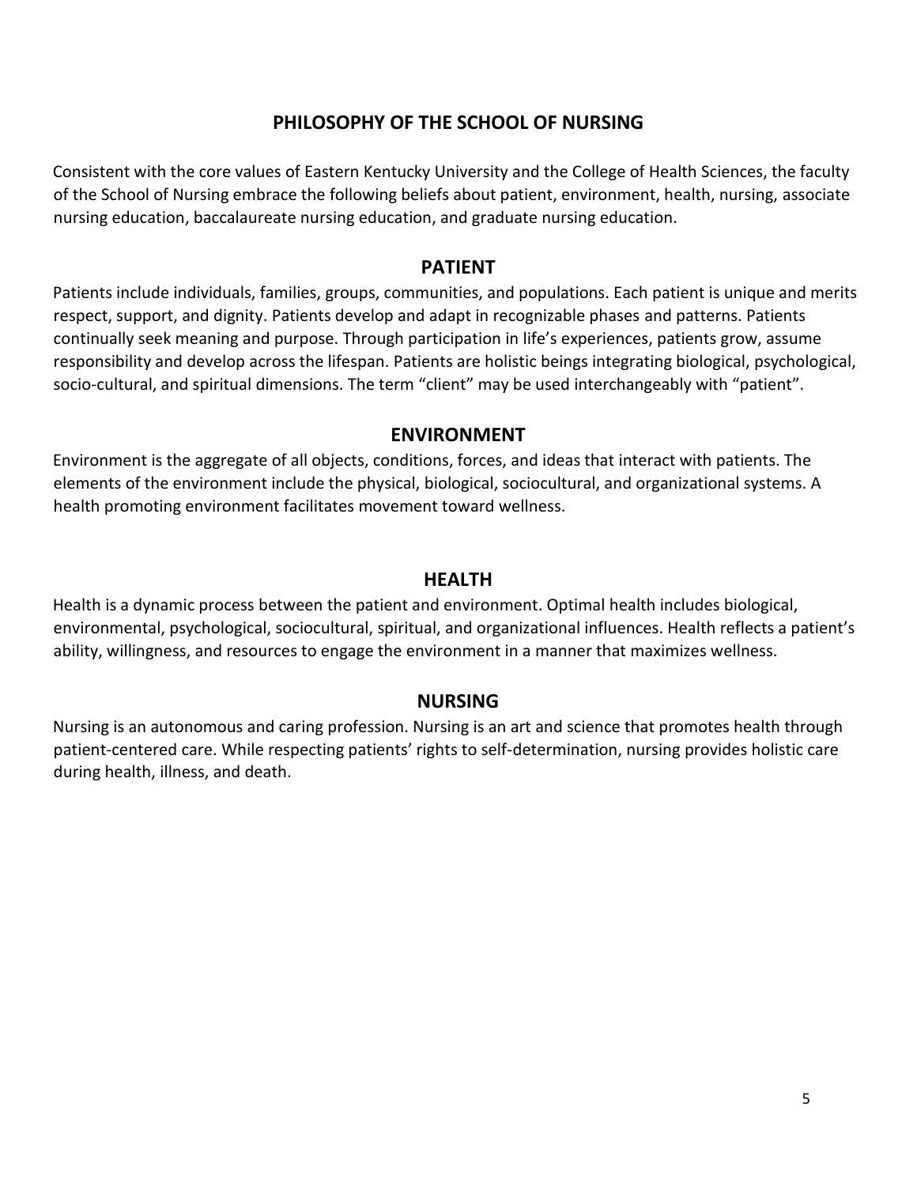# PHILOSOPHY OF THE SCHOOL OF NURSING

Consistent with the core values of Eastern Kentucky University and the College of Health Sciences, the faculty of the School of Nursing embrace the following beliefs about patient, environment, health, nursing, associate nursing education, baccalaureate nursing education, and graduate nursing education.

## PATIENT

Patients include individuals, families, groups, communities, and populations. Each patient is unique and merits respect, support, and dignity. Patients develop and adapt in recognizable phases and patterns. Patients continually seek meaning and purpose. Through participation in life's experiences, patients grow, assume responsibility and develop across the lifespan. Patients are holistic beings integrating biological, psychological, socio-cultural, and spiritual dimensions. The term "client" may be used interchangeably with "patient".

## ENVIRONMENT

Environment is the aggregate of all objects, conditions, forces, and ideas that interact with patients. The elements of the environment include the physical, biological, sociocultural, and organizational systems. A health promoting environment facilitates movement toward wellness.

## HEALTH

Health is a dynamic process between the patient and environment. Optimal health includes biological, environmental, psychological, sociocultural, spiritual, and organizational influences. Health reflects a patient's ability, willingness, and resources to engage the environment in a manner that maximizes wellness.

## NURSING

Nursing is an autonomous and caring profession. Nursing is an art and science that promotes health through patient-centered care. While respecting patients' rights to self-determination, nursing provides holistic care during health, illness, and death.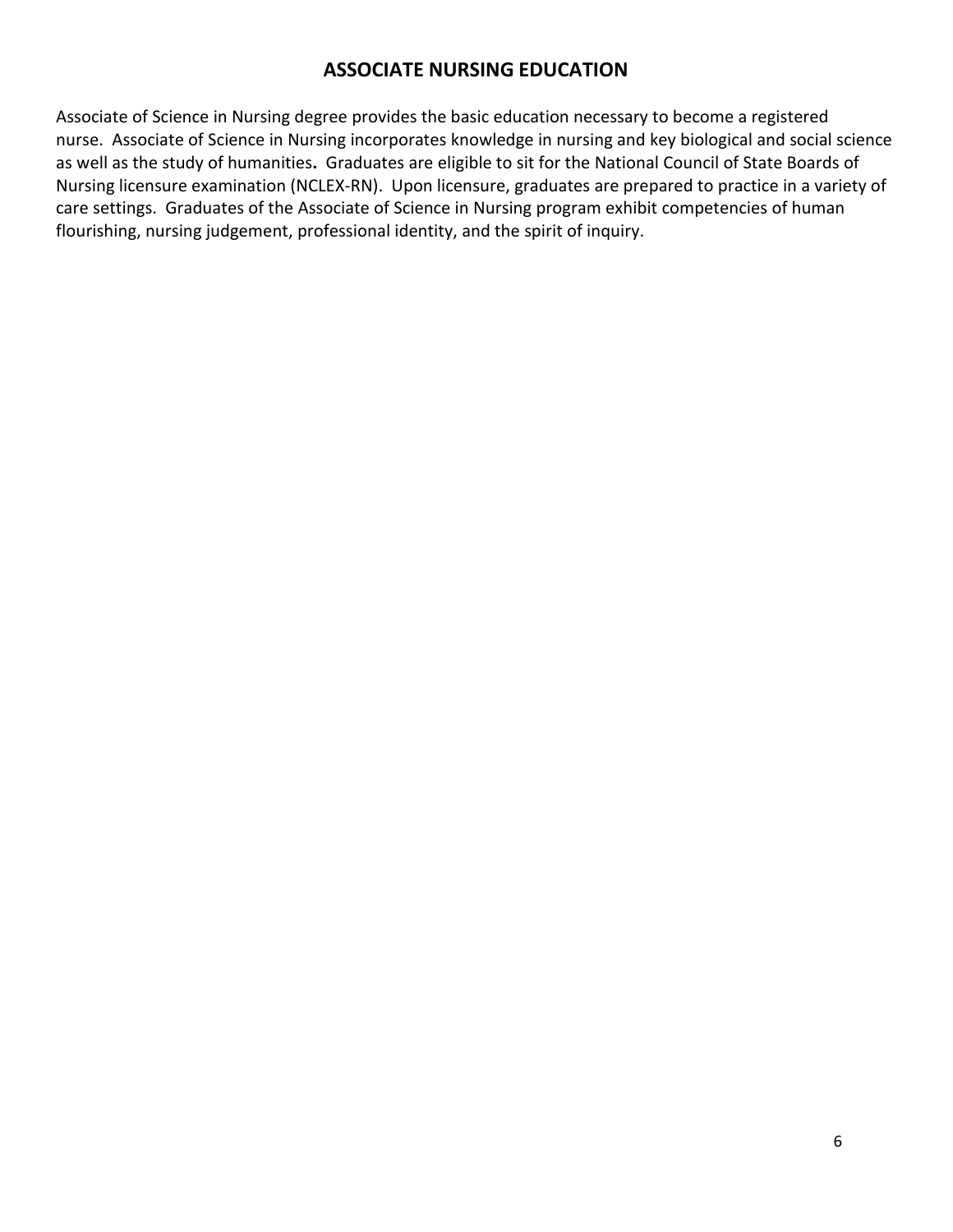# ASSOCIATE NURSING EDUCATION

Associate of Science in Nursing degree provides the basic education necessary to become a registered nurse. Associate of Science in Nursing incorporates knowledge in nursing and key biological and social science as well as the study of humanities**.** Graduates are eligible to sit for the National Council of State Boards of Nursing licensure examination (NCLEX-RN). Upon licensure, graduates are prepared to practice in a variety of care settings. Graduates of the Associate of Science in Nursing program exhibit competencies of human flourishing, nursing judgement, professional identity, and the spirit of inquiry.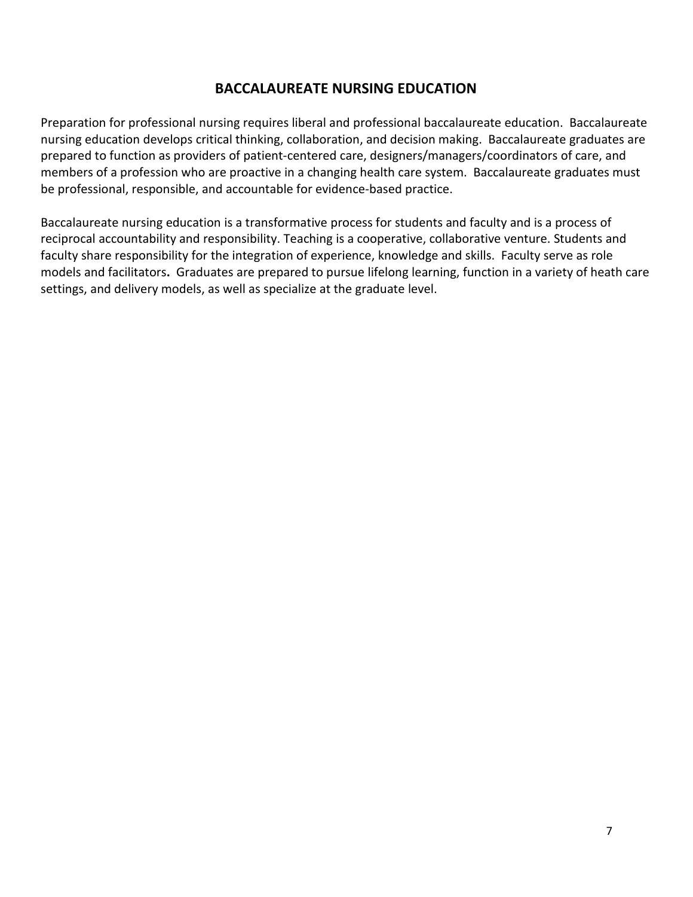# BACCALAUREATE NURSING EDUCATION

Preparation for professional nursing requires liberal and professional baccalaureate education. Baccalaureate nursing education develops critical thinking, collaboration, and decision making. Baccalaureate graduates are prepared to function as providers of patient-centered care, designers/managers/coordinators of care, and members of a profession who are proactive in a changing health care system. Baccalaureate graduates must be professional, responsible, and accountable for evidence-based practice.

Baccalaureate nursing education is a transformative process for students and faculty and is a process of reciprocal accountability and responsibility. Teaching is a cooperative, collaborative venture. Students and faculty share responsibility for the integration of experience, knowledge and skills. Faculty serve as role models and facilitators**.** Graduates are prepared to pursue lifelong learning, function in a variety of heath care settings, and delivery models, as well as specialize at the graduate level.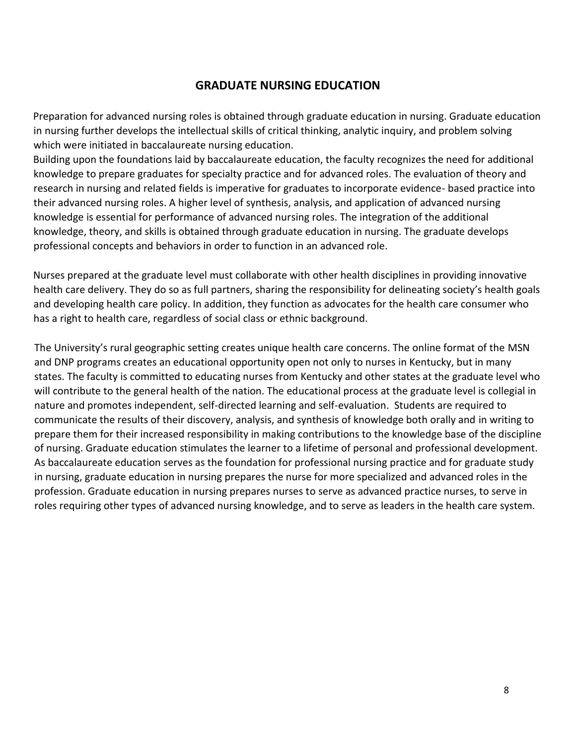## GRADUATE NURSING EDUCATION

Preparation for advanced nursing roles is obtained through graduate education in nursing. Graduate education in nursing further develops the intellectual skills of critical thinking, analytic inquiry, and problem solving which were initiated in baccalaureate nursing education.

Building upon the foundations laid by baccalaureate education, the faculty recognizes the need for additional knowledge to prepare graduates for specialty practice and for advanced roles. The evaluation of theory and research in nursing and related fields is imperative for graduates to incorporate evidence- based practice into their advanced nursing roles. A higher level of synthesis, analysis, and application of advanced nursing knowledge is essential for performance of advanced nursing roles. The integration of the additional knowledge, theory, and skills is obtained through graduate education in nursing. The graduate develops professional concepts and behaviors in order to function in an advanced role.

Nurses prepared at the graduate level must collaborate with other health disciplines in providing innovative health care delivery. They do so as full partners, sharing the responsibility for delineating society's health goals and developing health care policy. In addition, they function as advocates for the health care consumer who has a right to health care, regardless of social class or ethnic background.

The University's rural geographic setting creates unique health care concerns. The online format of the MSN and DNP programs creates an educational opportunity open not only to nurses in Kentucky, but in many states. The faculty is committed to educating nurses from Kentucky and other states at the graduate level who will contribute to the general health of the nation. The educational process at the graduate level is collegial in nature and promotes independent, self-directed learning and self-evaluation. Students are required to communicate the results of their discovery, analysis, and synthesis of knowledge both orally and in writing to prepare them for their increased responsibility in making contributions to the knowledge base of the discipline of nursing. Graduate education stimulates the learner to a lifetime of personal and professional development. As baccalaureate education serves as the foundation for professional nursing practice and for graduate study in nursing, graduate education in nursing prepares the nurse for more specialized and advanced roles in the profession. Graduate education in nursing prepares nurses to serve as advanced practice nurses, to serve in roles requiring other types of advanced nursing knowledge, and to serve as leaders in the health care system.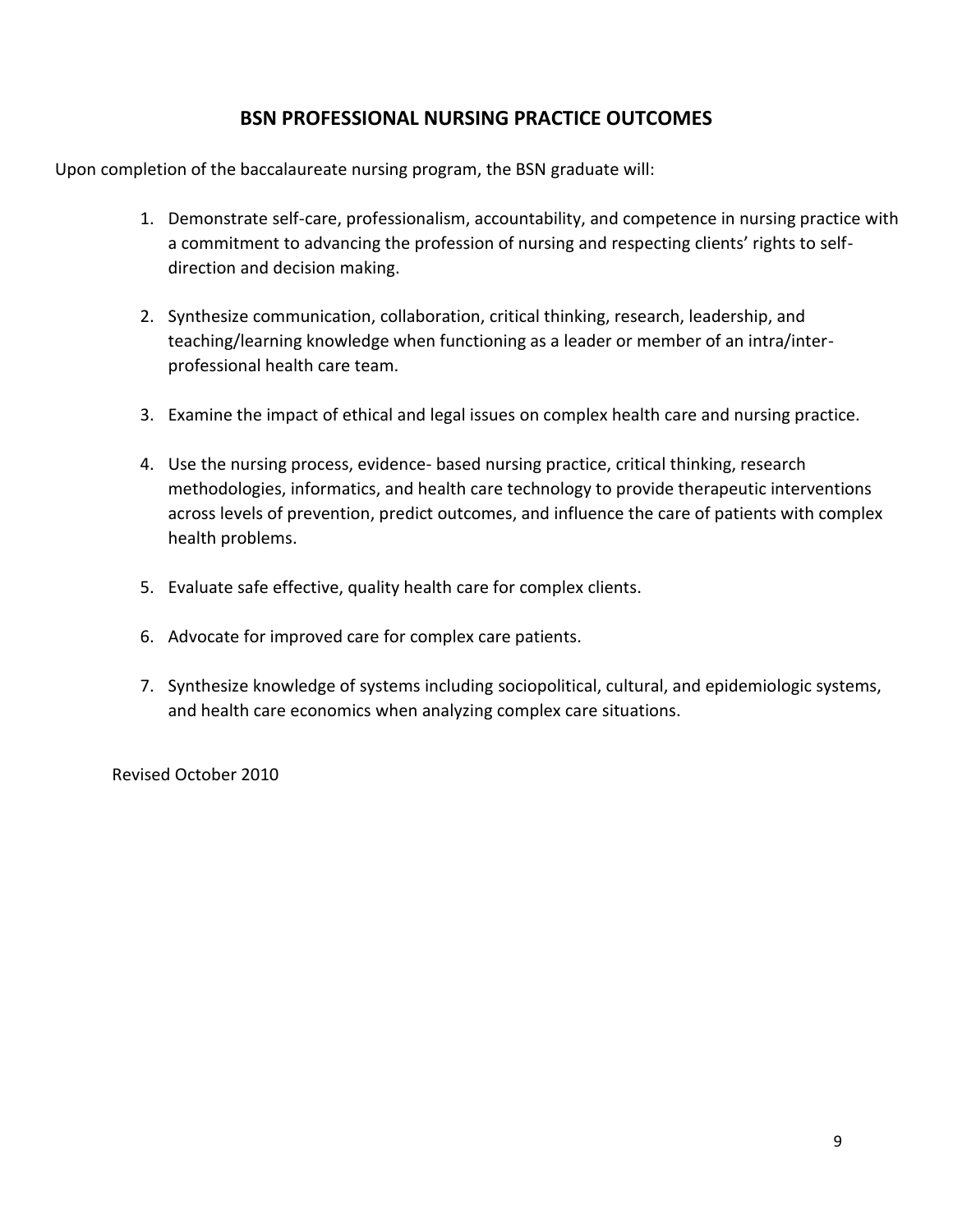## BSN PROFESSIONAL NURSING PRACTICE OUTCOMES

Upon completion of the baccalaureate nursing program, the BSN graduate will:

1. Demonstrate self-care, professionalism, accountability, and competence in nursing practice with a commitment to advancing the profession of nursing and respecting clients' rights to self-direction and decision making.

2. Synthesize communication, collaboration, critical thinking, research, leadership, and teaching/learning knowledge when functioning as a leader or member of an intra/inter-professional health care team.

3. Examine the impact of ethical and legal issues on complex health care and nursing practice.

4. Use the nursing process, evidence- based nursing practice, critical thinking, research methodologies, informatics, and health care technology to provide therapeutic interventions across levels of prevention, predict outcomes, and influence the care of patients with complex health problems.

5. Evaluate safe effective, quality health care for complex clients.

6. Advocate for improved care for complex care patients.

7. Synthesize knowledge of systems including sociopolitical, cultural, and epidemiologic systems, and health care economics when analyzing complex care situations.

Revised October 2010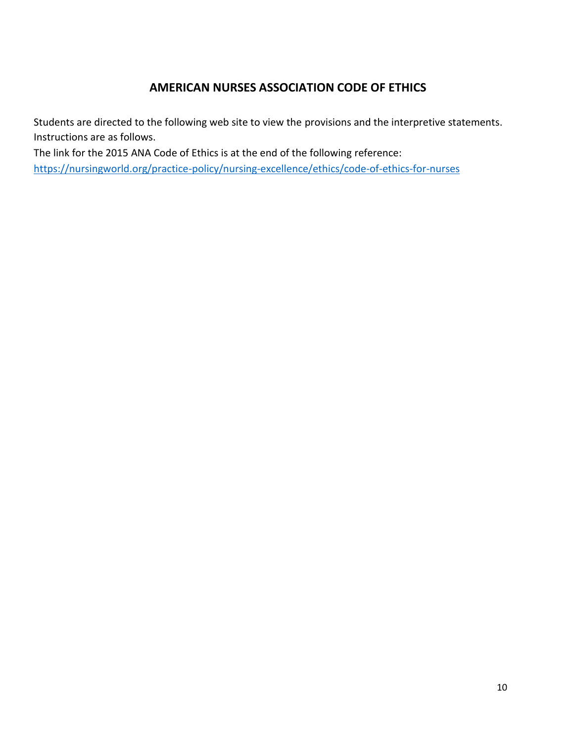## AMERICAN NURSES ASSOCIATION CODE OF ETHICS

Students are directed to the following web site to view the provisions and the interpretive statements. Instructions are as follows.

The link for the 2015 ANA Code of Ethics is at the end of the following reference:

https://nursingworld.org/practice-policy/nursing-excellence/ethics/code-of-ethics-for-nurses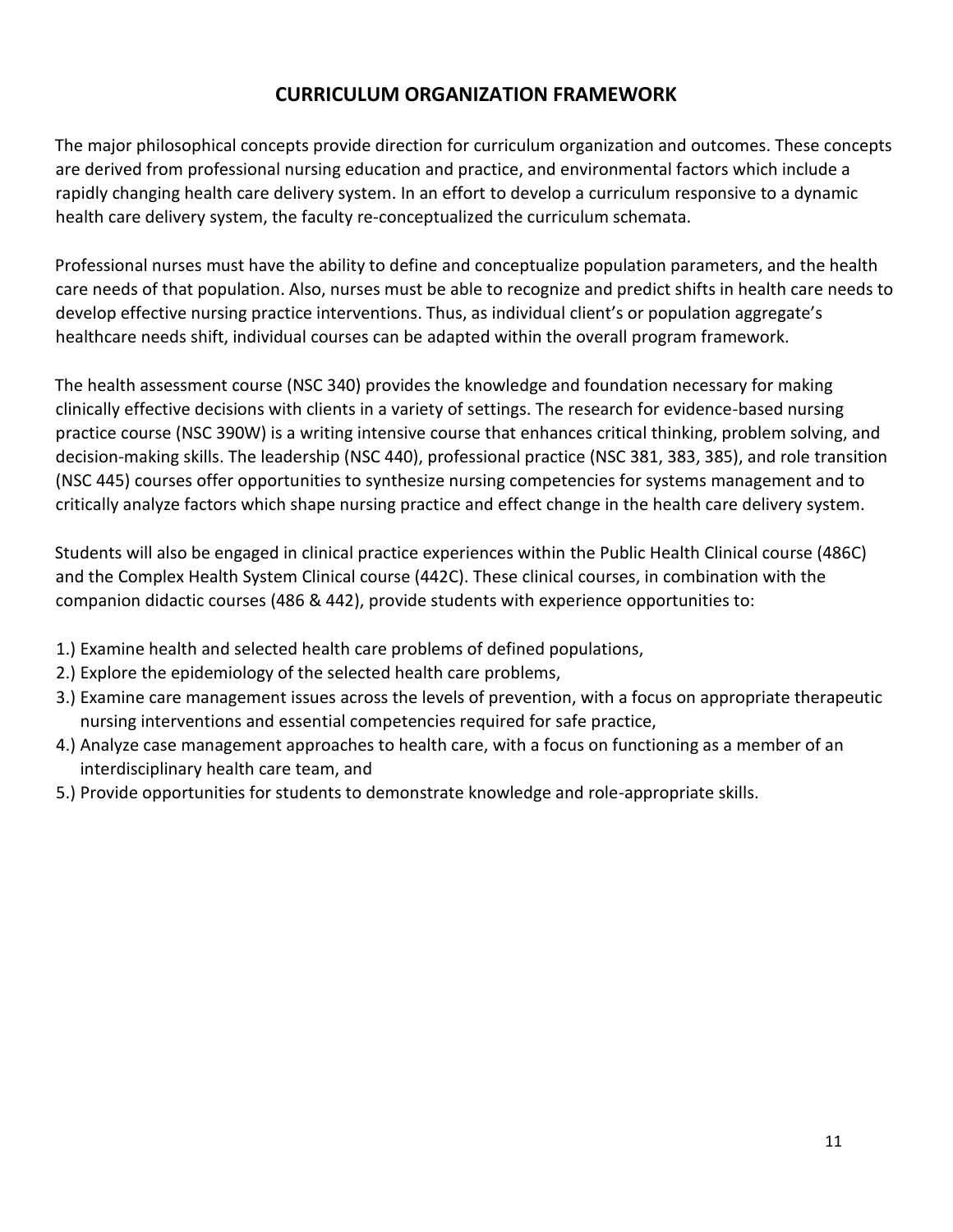# CURRICULUM ORGANIZATION FRAMEWORK

The major philosophical concepts provide direction for curriculum organization and outcomes. These concepts are derived from professional nursing education and practice, and environmental factors which include a rapidly changing health care delivery system. In an effort to develop a curriculum responsive to a dynamic health care delivery system, the faculty re-conceptualized the curriculum schemata.

Professional nurses must have the ability to define and conceptualize population parameters, and the health care needs of that population. Also, nurses must be able to recognize and predict shifts in health care needs to develop effective nursing practice interventions. Thus, as individual client's or population aggregate's healthcare needs shift, individual courses can be adapted within the overall program framework.

The health assessment course (NSC 340) provides the knowledge and foundation necessary for making clinically effective decisions with clients in a variety of settings. The research for evidence-based nursing practice course (NSC 390W) is a writing intensive course that enhances critical thinking, problem solving, and decision-making skills. The leadership (NSC 440), professional practice (NSC 381, 383, 385), and role transition (NSC 445) courses offer opportunities to synthesize nursing competencies for systems management and to critically analyze factors which shape nursing practice and effect change in the health care delivery system.

Students will also be engaged in clinical practice experiences within the Public Health Clinical course (486C) and the Complex Health System Clinical course (442C). These clinical courses, in combination with the companion didactic courses (486 & 442), provide students with experience opportunities to:

1.) Examine health and selected health care problems of defined populations,
2.) Explore the epidemiology of the selected health care problems,
3.) Examine care management issues across the levels of prevention, with a focus on appropriate therapeutic nursing interventions and essential competencies required for safe practice,
4.) Analyze case management approaches to health care, with a focus on functioning as a member of an interdisciplinary health care team, and
5.) Provide opportunities for students to demonstrate knowledge and role-appropriate skills.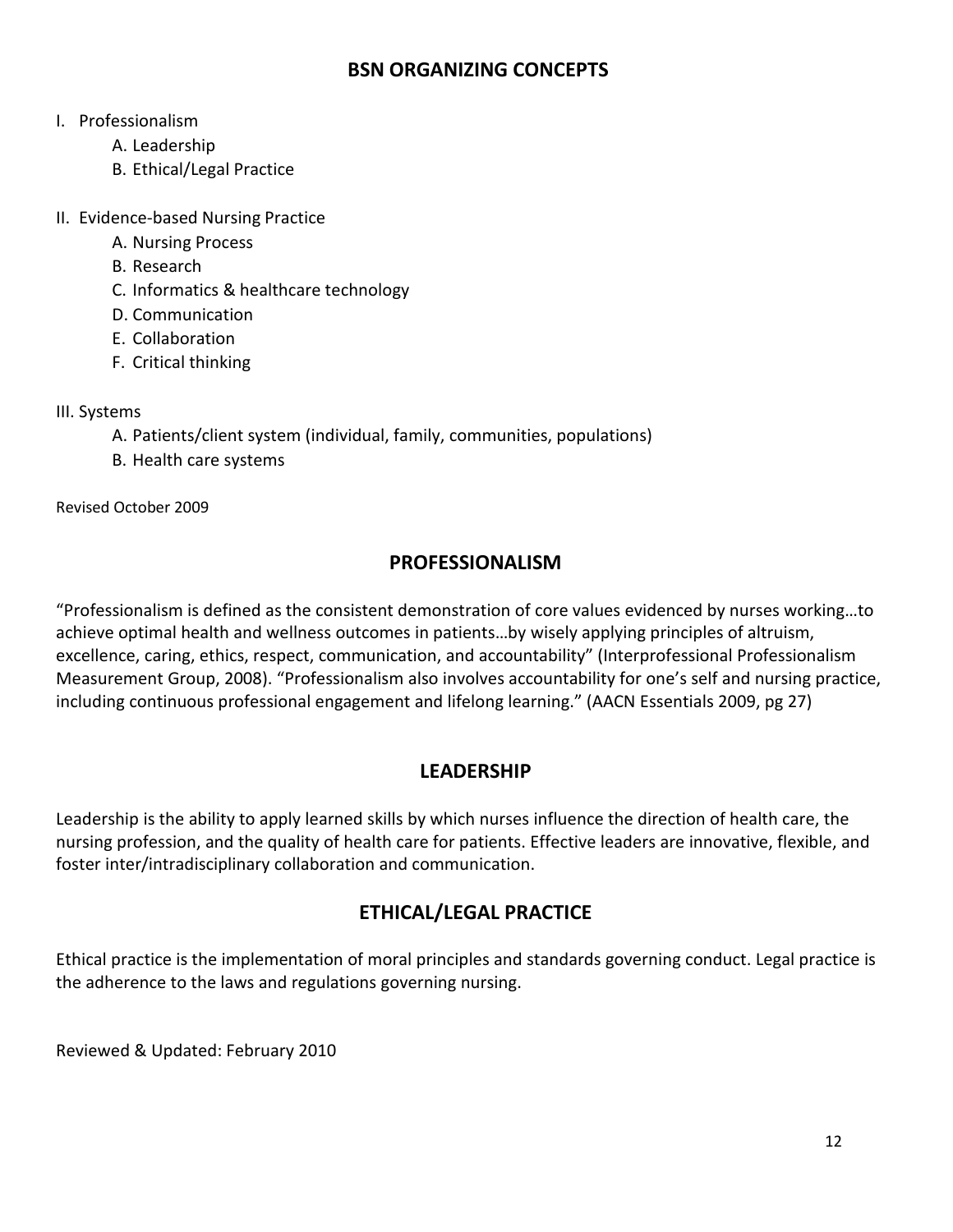## BSN ORGANIZING CONCEPTS

I. Professionalism
   - A. Leadership
   - B. Ethical/Legal Practice

II. Evidence-based Nursing Practice
   - A. Nursing Process
   - B. Research
   - C. Informatics & healthcare technology
   - D. Communication
   - E. Collaboration
   - F. Critical thinking

III. Systems
   - A. Patients/client system (individual, family, communities, populations)
   - B. Health care systems

Revised October 2009

## PROFESSIONALISM

"Professionalism is defined as the consistent demonstration of core values evidenced by nurses working…to achieve optimal health and wellness outcomes in patients…by wisely applying principles of altruism, excellence, caring, ethics, respect, communication, and accountability" (Interprofessional Professionalism Measurement Group, 2008). "Professionalism also involves accountability for one's self and nursing practice, including continuous professional engagement and lifelong learning." (AACN Essentials 2009, pg 27)

## LEADERSHIP

Leadership is the ability to apply learned skills by which nurses influence the direction of health care, the nursing profession, and the quality of health care for patients. Effective leaders are innovative, flexible, and foster inter/intradisciplinary collaboration and communication.

## ETHICAL/LEGAL PRACTICE

Ethical practice is the implementation of moral principles and standards governing conduct. Legal practice is the adherence to the laws and regulations governing nursing.

Reviewed & Updated: February 2010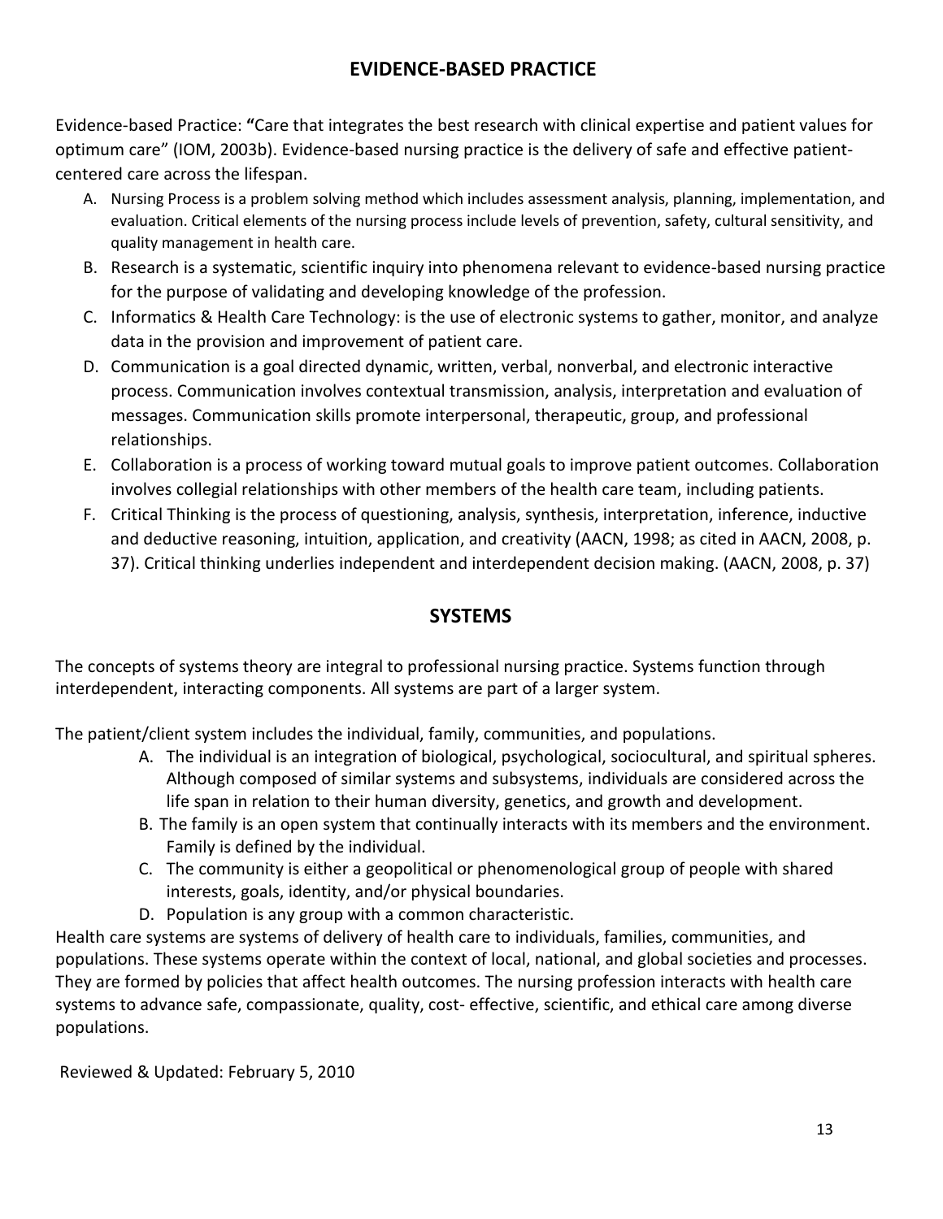## EVIDENCE-BASED PRACTICE

Evidence-based Practice: **"**Care that integrates the best research with clinical expertise and patient values for optimum care" (IOM, 2003b). Evidence-based nursing practice is the delivery of safe and effective patient-centered care across the lifespan.

A. Nursing Process is a problem solving method which includes assessment analysis, planning, implementation, and evaluation. Critical elements of the nursing process include levels of prevention, safety, cultural sensitivity, and quality management in health care.
B. Research is a systematic, scientific inquiry into phenomena relevant to evidence-based nursing practice for the purpose of validating and developing knowledge of the profession.
C. Informatics & Health Care Technology: is the use of electronic systems to gather, monitor, and analyze data in the provision and improvement of patient care.
D. Communication is a goal directed dynamic, written, verbal, nonverbal, and electronic interactive process. Communication involves contextual transmission, analysis, interpretation and evaluation of messages. Communication skills promote interpersonal, therapeutic, group, and professional relationships.
E. Collaboration is a process of working toward mutual goals to improve patient outcomes. Collaboration involves collegial relationships with other members of the health care team, including patients.
F. Critical Thinking is the process of questioning, analysis, synthesis, interpretation, inference, inductive and deductive reasoning, intuition, application, and creativity (AACN, 1998; as cited in AACN, 2008, p. 37). Critical thinking underlies independent and interdependent decision making. (AACN, 2008, p. 37)

## SYSTEMS

The concepts of systems theory are integral to professional nursing practice. Systems function through interdependent, interacting components. All systems are part of a larger system.

The patient/client system includes the individual, family, communities, and populations.

A. The individual is an integration of biological, psychological, sociocultural, and spiritual spheres. Although composed of similar systems and subsystems, individuals are considered across the life span in relation to their human diversity, genetics, and growth and development.
B. The family is an open system that continually interacts with its members and the environment. Family is defined by the individual.
C. The community is either a geopolitical or phenomenological group of people with shared interests, goals, identity, and/or physical boundaries.
D. Population is any group with a common characteristic.

Health care systems are systems of delivery of health care to individuals, families, communities, and populations. These systems operate within the context of local, national, and global societies and processes. They are formed by policies that affect health outcomes. The nursing profession interacts with health care systems to advance safe, compassionate, quality, cost- effective, scientific, and ethical care among diverse populations.

Reviewed & Updated: February 5, 2010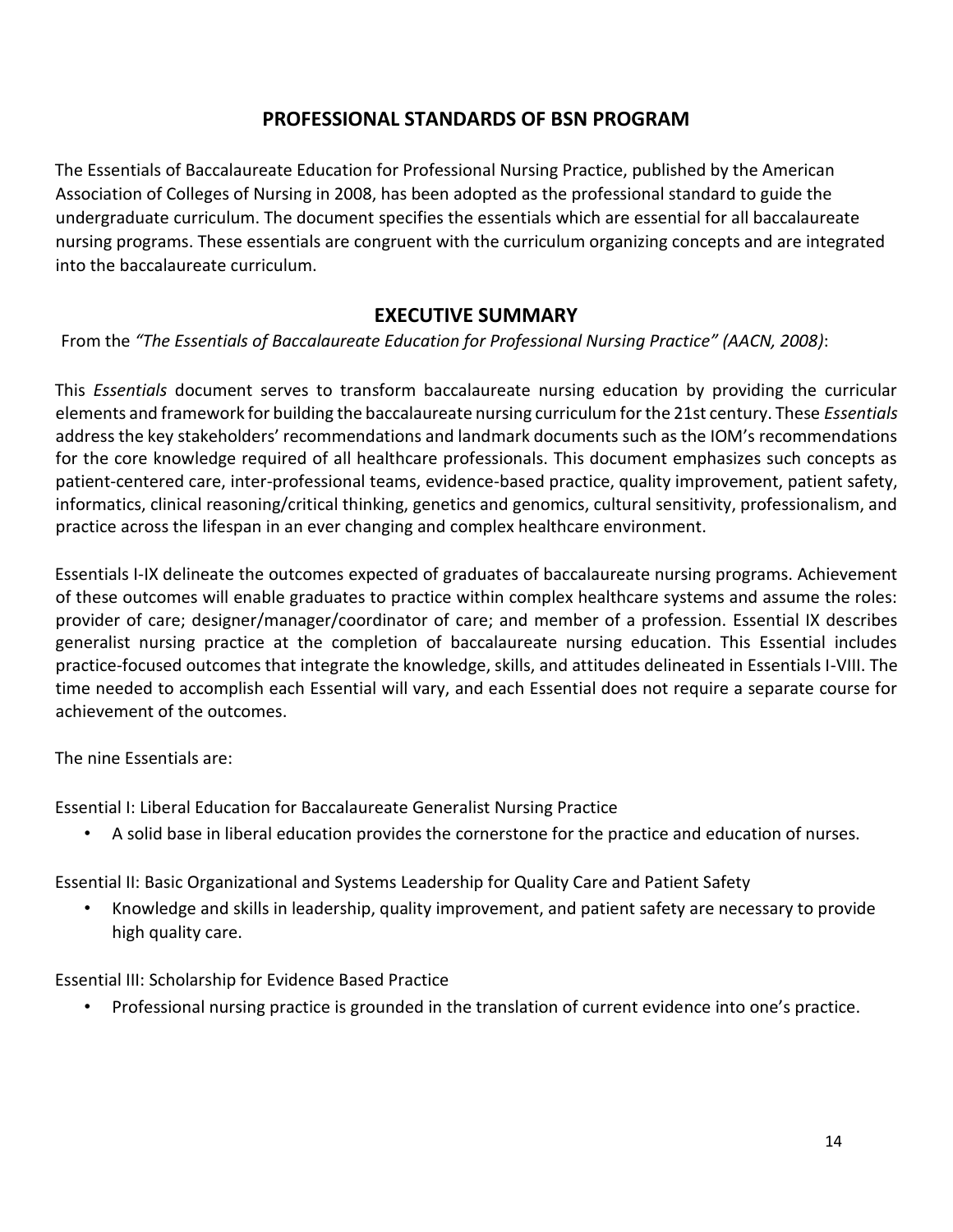## PROFESSIONAL STANDARDS OF BSN PROGRAM

The Essentials of Baccalaureate Education for Professional Nursing Practice, published by the American Association of Colleges of Nursing in 2008, has been adopted as the professional standard to guide the undergraduate curriculum. The document specifies the essentials which are essential for all baccalaureate nursing programs. These essentials are congruent with the curriculum organizing concepts and are integrated into the baccalaureate curriculum.

## EXECUTIVE SUMMARY

From the *"The Essentials of Baccalaureate Education for Professional Nursing Practice" (AACN, 2008)*:

This *Essentials* document serves to transform baccalaureate nursing education by providing the curricular elements and framework for building the baccalaureate nursing curriculum for the 21st century. These *Essentials* address the key stakeholders' recommendations and landmark documents such as the IOM's recommendations for the core knowledge required of all healthcare professionals. This document emphasizes such concepts as patient-centered care, inter-professional teams, evidence-based practice, quality improvement, patient safety, informatics, clinical reasoning/critical thinking, genetics and genomics, cultural sensitivity, professionalism, and practice across the lifespan in an ever changing and complex healthcare environment.

Essentials I-IX delineate the outcomes expected of graduates of baccalaureate nursing programs. Achievement of these outcomes will enable graduates to practice within complex healthcare systems and assume the roles: provider of care; designer/manager/coordinator of care; and member of a profession. Essential IX describes generalist nursing practice at the completion of baccalaureate nursing education. This Essential includes practice-focused outcomes that integrate the knowledge, skills, and attitudes delineated in Essentials I-VIII. The time needed to accomplish each Essential will vary, and each Essential does not require a separate course for achievement of the outcomes.

The nine Essentials are:

Essential I: Liberal Education for Baccalaureate Generalist Nursing Practice

- A solid base in liberal education provides the cornerstone for the practice and education of nurses.

Essential II: Basic Organizational and Systems Leadership for Quality Care and Patient Safety

- Knowledge and skills in leadership, quality improvement, and patient safety are necessary to provide high quality care.

Essential III: Scholarship for Evidence Based Practice

- Professional nursing practice is grounded in the translation of current evidence into one's practice.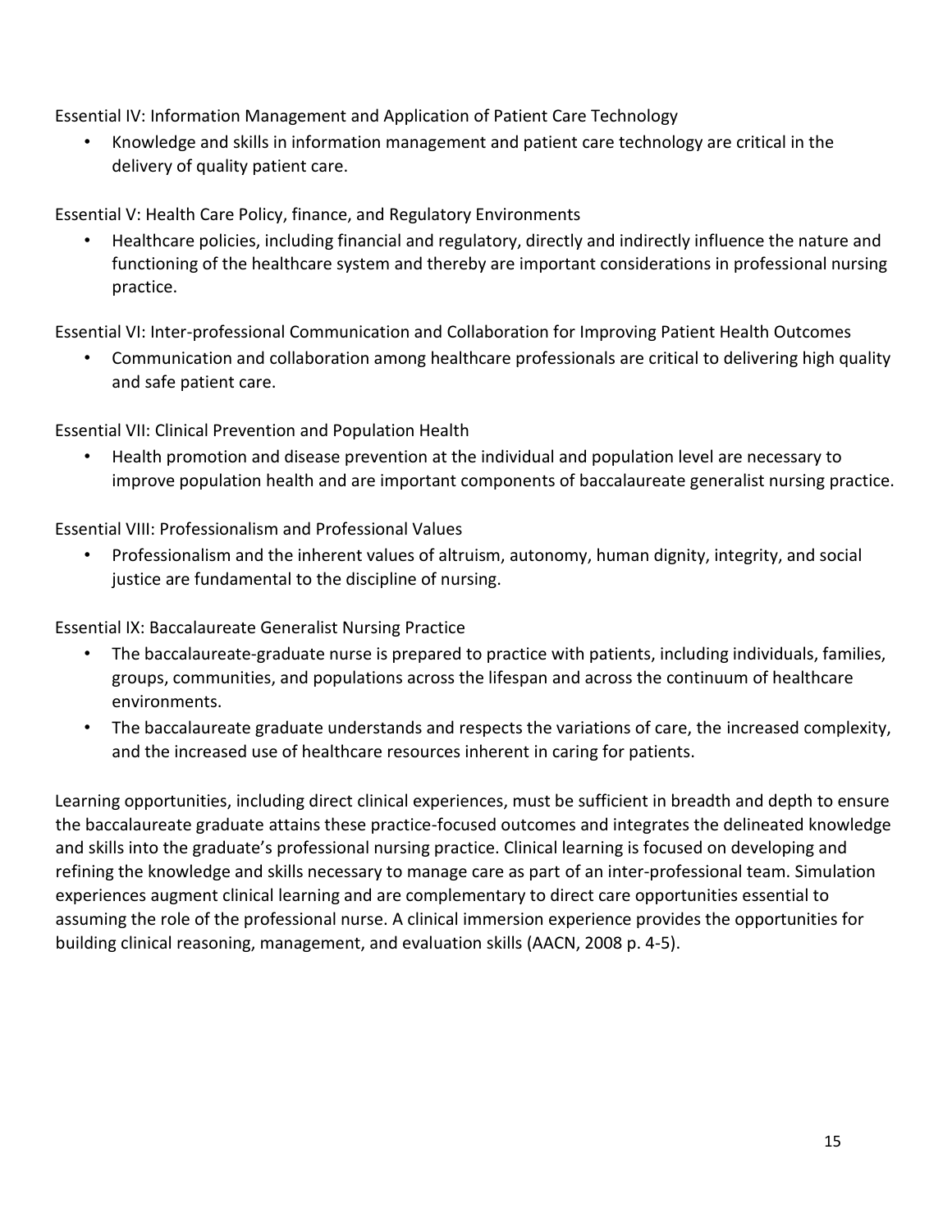Essential IV: Information Management and Application of Patient Care Technology

- Knowledge and skills in information management and patient care technology are critical in the delivery of quality patient care.

Essential V: Health Care Policy, finance, and Regulatory Environments

- Healthcare policies, including financial and regulatory, directly and indirectly influence the nature and functioning of the healthcare system and thereby are important considerations in professional nursing practice.

Essential VI: Inter-professional Communication and Collaboration for Improving Patient Health Outcomes

- Communication and collaboration among healthcare professionals are critical to delivering high quality and safe patient care.

Essential VII: Clinical Prevention and Population Health

- Health promotion and disease prevention at the individual and population level are necessary to improve population health and are important components of baccalaureate generalist nursing practice.

Essential VIII: Professionalism and Professional Values

- Professionalism and the inherent values of altruism, autonomy, human dignity, integrity, and social justice are fundamental to the discipline of nursing.

Essential IX: Baccalaureate Generalist Nursing Practice

- The baccalaureate-graduate nurse is prepared to practice with patients, including individuals, families, groups, communities, and populations across the lifespan and across the continuum of healthcare environments.
- The baccalaureate graduate understands and respects the variations of care, the increased complexity, and the increased use of healthcare resources inherent in caring for patients.

Learning opportunities, including direct clinical experiences, must be sufficient in breadth and depth to ensure the baccalaureate graduate attains these practice-focused outcomes and integrates the delineated knowledge and skills into the graduate's professional nursing practice. Clinical learning is focused on developing and refining the knowledge and skills necessary to manage care as part of an inter-professional team. Simulation experiences augment clinical learning and are complementary to direct care opportunities essential to assuming the role of the professional nurse. A clinical immersion experience provides the opportunities for building clinical reasoning, management, and evaluation skills (AACN, 2008 p. 4-5).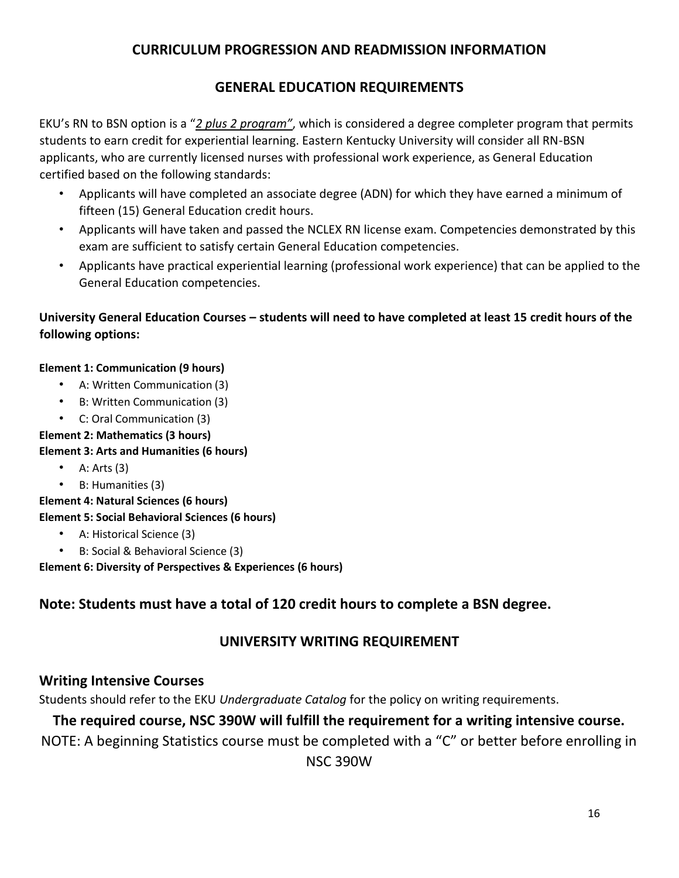## CURRICULUM PROGRESSION AND READMISSION INFORMATION

## GENERAL EDUCATION REQUIREMENTS

EKU's RN to BSN option is a "*2 plus 2 program"*, which is considered a degree completer program that permits students to earn credit for experiential learning. Eastern Kentucky University will consider all RN-BSN applicants, who are currently licensed nurses with professional work experience, as General Education certified based on the following standards:

- Applicants will have completed an associate degree (ADN) for which they have earned a minimum of fifteen (15) General Education credit hours.
- Applicants will have taken and passed the NCLEX RN license exam. Competencies demonstrated by this exam are sufficient to satisfy certain General Education competencies.
- Applicants have practical experiential learning (professional work experience) that can be applied to the General Education competencies.

**University General Education Courses – students will need to have completed at least 15 credit hours of the following options:**

**Element 1: Communication (9 hours)**

- A: Written Communication (3)
- B: Written Communication (3)
- C: Oral Communication (3)

**Element 2: Mathematics (3 hours)**

**Element 3: Arts and Humanities (6 hours)**

- A: Arts (3)
- B: Humanities (3)

**Element 4: Natural Sciences (6 hours)**

**Element 5: Social Behavioral Sciences (6 hours)**

- A: Historical Science (3)
- B: Social & Behavioral Science (3)

**Element 6: Diversity of Perspectives & Experiences (6 hours)**

### Note: Students must have a total of 120 credit hours to complete a BSN degree.

## UNIVERSITY WRITING REQUIREMENT

### Writing Intensive Courses

Students should refer to the EKU *Undergraduate Catalog* for the policy on writing requirements.

**The required course, NSC 390W will fulfill the requirement for a writing intensive course.**

NOTE: A beginning Statistics course must be completed with a "C" or better before enrolling in NSC 390W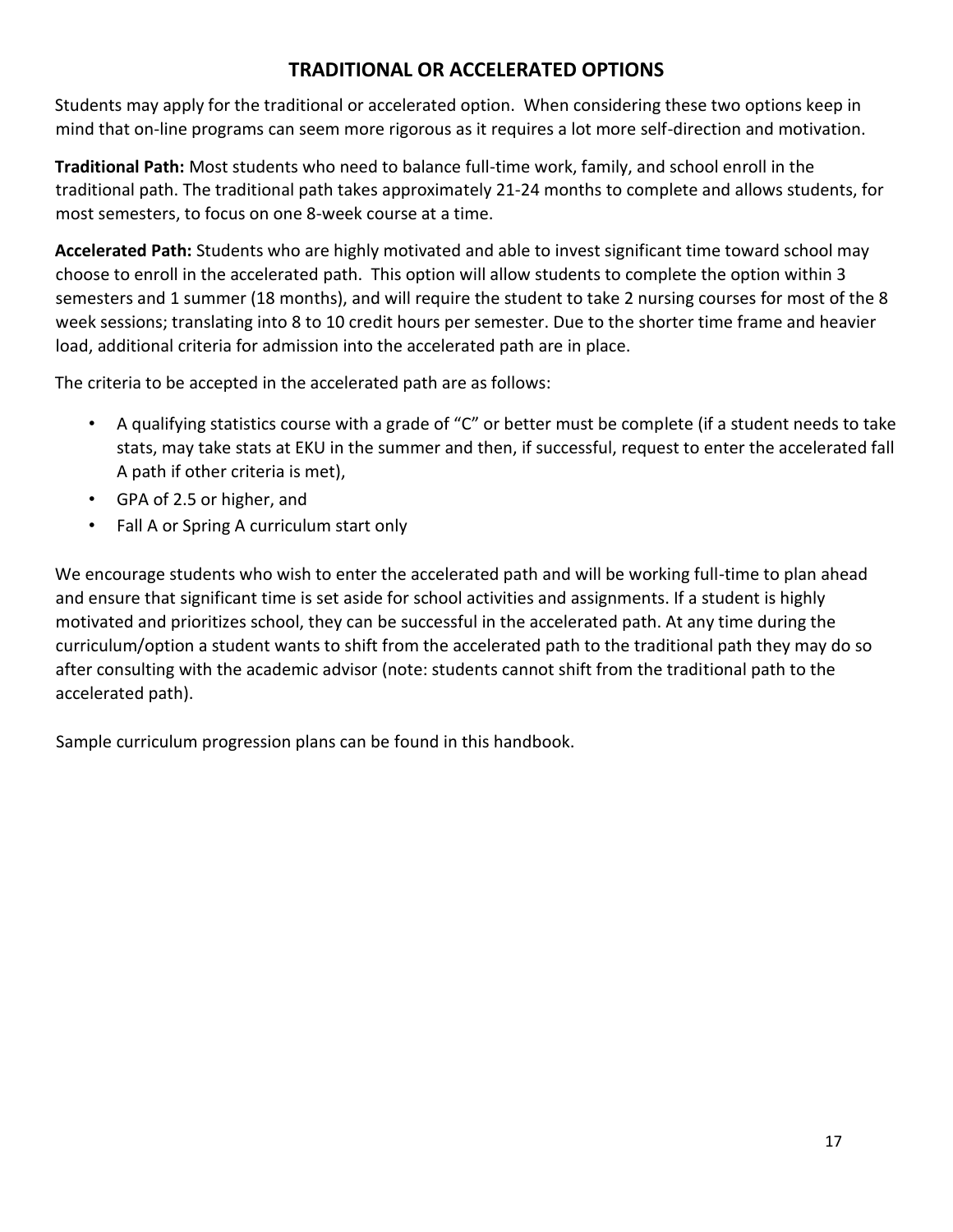## TRADITIONAL OR ACCELERATED OPTIONS

Students may apply for the traditional or accelerated option. When considering these two options keep in mind that on-line programs can seem more rigorous as it requires a lot more self-direction and motivation.

**Traditional Path:** Most students who need to balance full-time work, family, and school enroll in the traditional path. The traditional path takes approximately 21-24 months to complete and allows students, for most semesters, to focus on one 8-week course at a time.

**Accelerated Path:** Students who are highly motivated and able to invest significant time toward school may choose to enroll in the accelerated path. This option will allow students to complete the option within 3 semesters and 1 summer (18 months), and will require the student to take 2 nursing courses for most of the 8 week sessions; translating into 8 to 10 credit hours per semester. Due to the shorter time frame and heavier load, additional criteria for admission into the accelerated path are in place.

The criteria to be accepted in the accelerated path are as follows:

- A qualifying statistics course with a grade of "C" or better must be complete (if a student needs to take stats, may take stats at EKU in the summer and then, if successful, request to enter the accelerated fall A path if other criteria is met),
- GPA of 2.5 or higher, and
- Fall A or Spring A curriculum start only

We encourage students who wish to enter the accelerated path and will be working full-time to plan ahead and ensure that significant time is set aside for school activities and assignments. If a student is highly motivated and prioritizes school, they can be successful in the accelerated path. At any time during the curriculum/option a student wants to shift from the accelerated path to the traditional path they may do so after consulting with the academic advisor (note: students cannot shift from the traditional path to the accelerated path).

Sample curriculum progression plans can be found in this handbook.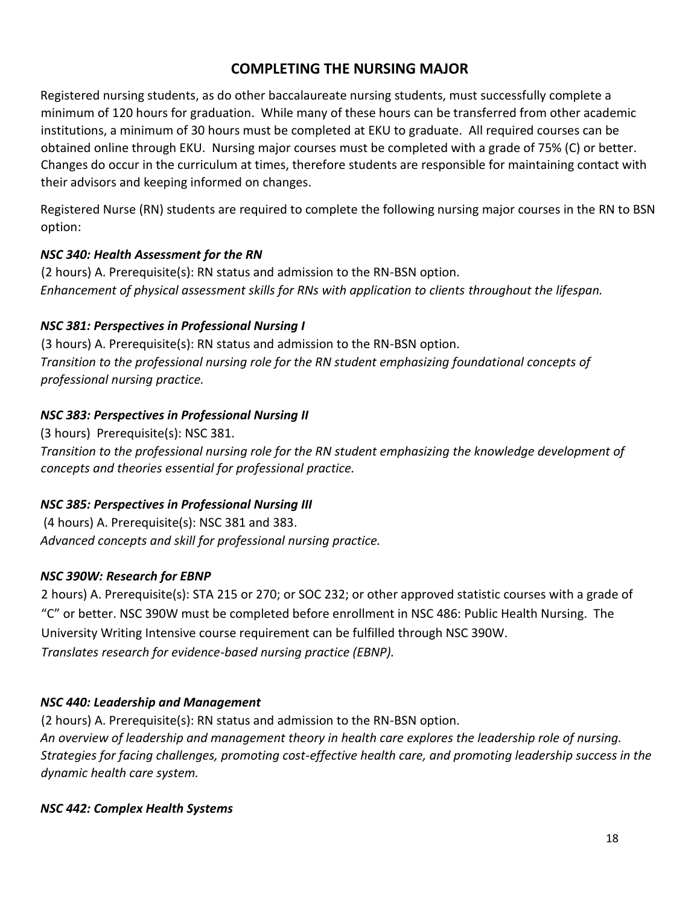## COMPLETING THE NURSING MAJOR

Registered nursing students, as do other baccalaureate nursing students, must successfully complete a minimum of 120 hours for graduation. While many of these hours can be transferred from other academic institutions, a minimum of 30 hours must be completed at EKU to graduate. All required courses can be obtained online through EKU. Nursing major courses must be completed with a grade of 75% (C) or better. Changes do occur in the curriculum at times, therefore students are responsible for maintaining contact with their advisors and keeping informed on changes.

Registered Nurse (RN) students are required to complete the following nursing major courses in the RN to BSN option:

***NSC 340: Health Assessment for the RN***

(2 hours) A. Prerequisite(s): RN status and admission to the RN-BSN option.
*Enhancement of physical assessment skills for RNs with application to clients throughout the lifespan.*

***NSC 381: Perspectives in Professional Nursing I***

(3 hours) A. Prerequisite(s): RN status and admission to the RN-BSN option.
*Transition to the professional nursing role for the RN student emphasizing foundational concepts of professional nursing practice.*

***NSC 383: Perspectives in Professional Nursing II***

(3 hours) Prerequisite(s): NSC 381.
*Transition to the professional nursing role for the RN student emphasizing the knowledge development of concepts and theories essential for professional practice.*

***NSC 385: Perspectives in Professional Nursing III***

(4 hours) A. Prerequisite(s): NSC 381 and 383.
*Advanced concepts and skill for professional nursing practice.*

***NSC 390W: Research for EBNP***

2 hours) A. Prerequisite(s): STA 215 or 270; or SOC 232; or other approved statistic courses with a grade of "C" or better. NSC 390W must be completed before enrollment in NSC 486: Public Health Nursing. The University Writing Intensive course requirement can be fulfilled through NSC 390W.
*Translates research for evidence-based nursing practice (EBNP).*

***NSC 440: Leadership and Management***

(2 hours) A. Prerequisite(s): RN status and admission to the RN-BSN option.
*An overview of leadership and management theory in health care explores the leadership role of nursing. Strategies for facing challenges, promoting cost-effective health care, and promoting leadership success in the dynamic health care system.*

***NSC 442: Complex Health Systems***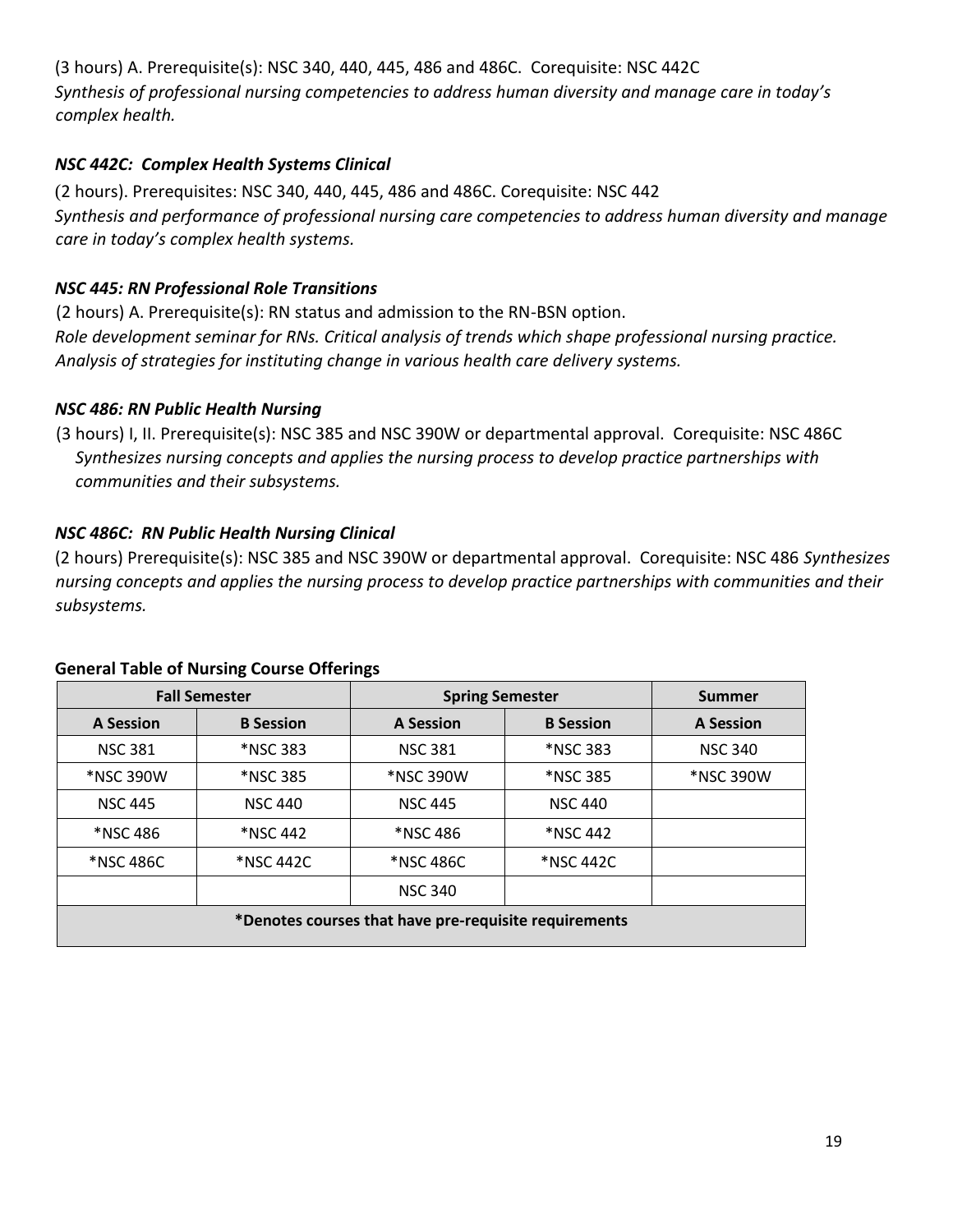(3 hours) A. Prerequisite(s): NSC 340, 440, 445, 486 and 486C. Corequisite: NSC 442C
*Synthesis of professional nursing competencies to address human diversity and manage care in today's complex health.*

### *NSC 442C: Complex Health Systems Clinical*

(2 hours). Prerequisites: NSC 340, 440, 445, 486 and 486C. Corequisite: NSC 442
*Synthesis and performance of professional nursing care competencies to address human diversity and manage care in today's complex health systems.*

### *NSC 445: RN Professional Role Transitions*

(2 hours) A. Prerequisite(s): RN status and admission to the RN-BSN option.
*Role development seminar for RNs. Critical analysis of trends which shape professional nursing practice. Analysis of strategies for instituting change in various health care delivery systems.*

### *NSC 486: RN Public Health Nursing*

(3 hours) I, II. Prerequisite(s): NSC 385 and NSC 390W or departmental approval. Corequisite: NSC 486C
*Synthesizes nursing concepts and applies the nursing process to develop practice partnerships with communities and their subsystems.*

### *NSC 486C: RN Public Health Nursing Clinical*

(2 hours) Prerequisite(s): NSC 385 and NSC 390W or departmental approval. Corequisite: NSC 486 *Synthesizes nursing concepts and applies the nursing process to develop practice partnerships with communities and their subsystems.*

**General Table of Nursing Course Offerings**

| Fall Semester | | Spring Semester | | Summer |
|---|---|---|---|---|
| **A Session** | **B Session** | **A Session** | **B Session** | **A Session** |
| NSC 381 | *NSC 383 | NSC 381 | *NSC 383 | NSC 340 |
| *NSC 390W | *NSC 385 | *NSC 390W | *NSC 385 | *NSC 390W |
| NSC 445 | NSC 440 | NSC 445 | NSC 440 | |
| *NSC 486 | *NSC 442 | *NSC 486 | *NSC 442 | |
| *NSC 486C | *NSC 442C | *NSC 486C | *NSC 442C | |
| | | NSC 340 | | |
| **\*Denotes courses that have pre-requisite requirements** | | | | |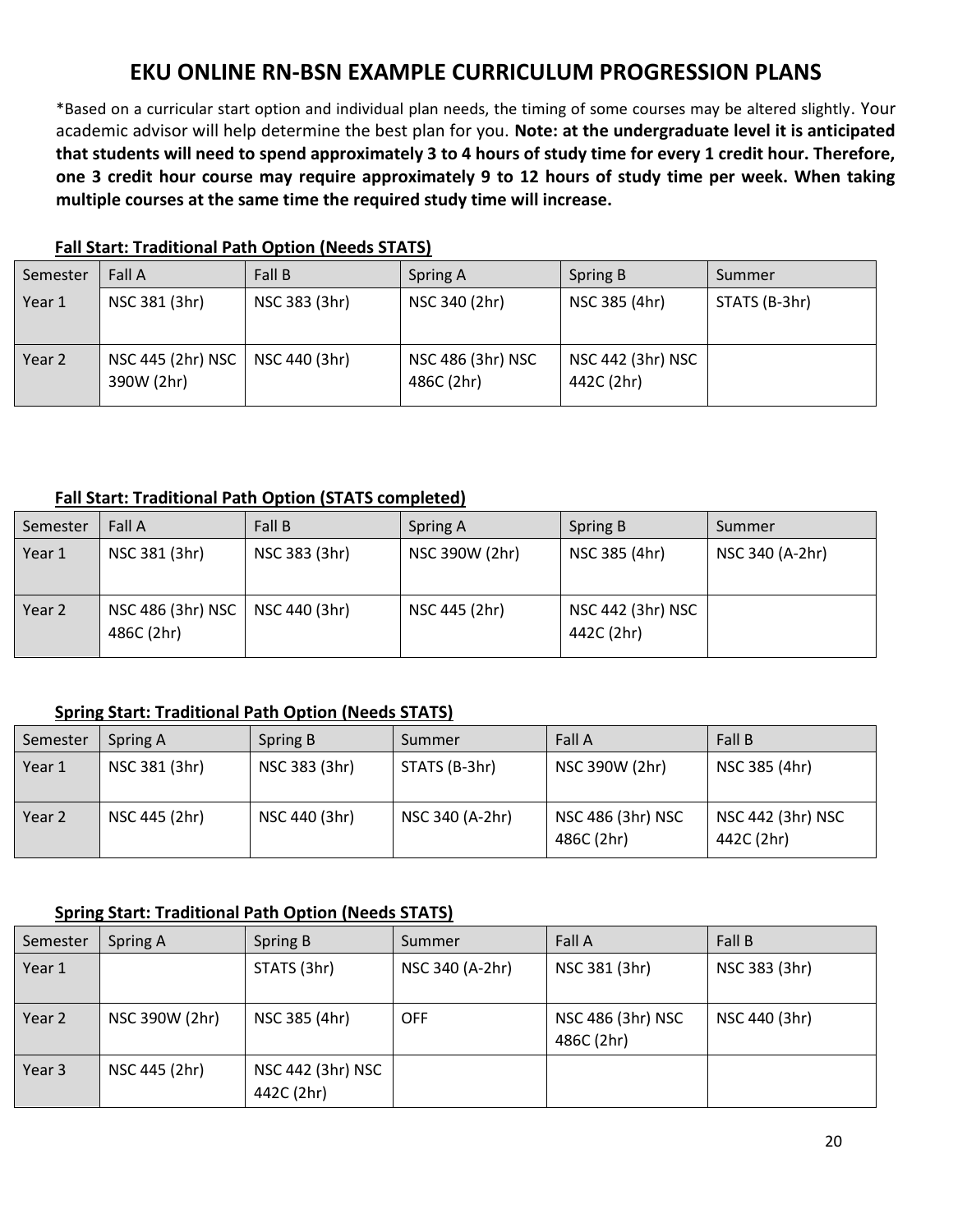# EKU ONLINE RN-BSN EXAMPLE CURRICULUM PROGRESSION PLANS

*Based on a curricular start option and individual plan needs, the timing of some courses may be altered slightly. Your academic advisor will help determine the best plan for you. **Note: at the undergraduate level it is anticipated that students will need to spend approximately 3 to 4 hours of study time for every 1 credit hour. Therefore, one 3 credit hour course may require approximately 9 to 12 hours of study time per week. When taking multiple courses at the same time the required study time will increase.**

**Fall Start: Traditional Path Option (Needs STATS)**

| Semester | Fall A | Fall B | Spring A | Spring B | Summer |
|---|---|---|---|---|---|
| Year 1 | NSC 381 (3hr) | NSC 383 (3hr) | NSC 340 (2hr) | NSC 385 (4hr) | STATS (B-3hr) |
| Year 2 | NSC 445 (2hr) NSC 390W (2hr) | NSC 440 (3hr) | NSC 486 (3hr) NSC 486C (2hr) | NSC 442 (3hr) NSC 442C (2hr) | |

**Fall Start: Traditional Path Option (STATS completed)**

| Semester | Fall A | Fall B | Spring A | Spring B | Summer |
|---|---|---|---|---|---|
| Year 1 | NSC 381 (3hr) | NSC 383 (3hr) | NSC 390W (2hr) | NSC 385 (4hr) | NSC 340 (A-2hr) |
| Year 2 | NSC 486 (3hr) NSC 486C (2hr) | NSC 440 (3hr) | NSC 445 (2hr) | NSC 442 (3hr) NSC 442C (2hr) | |

**Spring Start: Traditional Path Option (Needs STATS)**

| Semester | Spring A | Spring B | Summer | Fall A | Fall B |
|---|---|---|---|---|---|
| Year 1 | NSC 381 (3hr) | NSC 383 (3hr) | STATS (B-3hr) | NSC 390W (2hr) | NSC 385 (4hr) |
| Year 2 | NSC 445 (2hr) | NSC 440 (3hr) | NSC 340 (A-2hr) | NSC 486 (3hr) NSC 486C (2hr) | NSC 442 (3hr) NSC 442C (2hr) |

**Spring Start: Traditional Path Option (Needs STATS)**

| Semester | Spring A | Spring B | Summer | Fall A | Fall B |
|---|---|---|---|---|---|
| Year 1 | | STATS (3hr) | NSC 340 (A-2hr) | NSC 381 (3hr) | NSC 383 (3hr) |
| Year 2 | NSC 390W (2hr) | NSC 385 (4hr) | OFF | NSC 486 (3hr) NSC 486C (2hr) | NSC 440 (3hr) |
| Year 3 | NSC 445 (2hr) | NSC 442 (3hr) NSC 442C (2hr) | | | |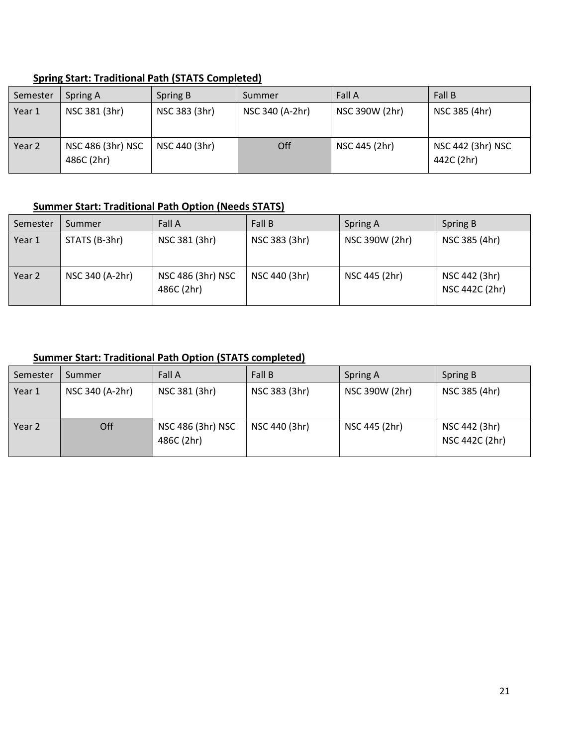**Spring Start: Traditional Path (STATS Completed)**

| Semester | Spring A | Spring B | Summer | Fall A | Fall B |
|---|---|---|---|---|---|
| Year 1 | NSC 381 (3hr) | NSC 383 (3hr) | NSC 340 (A-2hr) | NSC 390W (2hr) | NSC 385 (4hr) |
| Year 2 | NSC 486 (3hr) NSC 486C (2hr) | NSC 440 (3hr) | Off | NSC 445 (2hr) | NSC 442 (3hr) NSC 442C (2hr) |

**Summer Start: Traditional Path Option (Needs STATS)**

| Semester | Summer | Fall A | Fall B | Spring A | Spring B |
|---|---|---|---|---|---|
| Year 1 | STATS (B-3hr) | NSC 381 (3hr) | NSC 383 (3hr) | NSC 390W (2hr) | NSC 385 (4hr) |
| Year 2 | NSC 340 (A-2hr) | NSC 486 (3hr) NSC 486C (2hr) | NSC 440 (3hr) | NSC 445 (2hr) | NSC 442 (3hr) NSC 442C (2hr) |

**Summer Start: Traditional Path Option (STATS completed)**

| Semester | Summer | Fall A | Fall B | Spring A | Spring B |
|---|---|---|---|---|---|
| Year 1 | NSC 340 (A-2hr) | NSC 381 (3hr) | NSC 383 (3hr) | NSC 390W (2hr) | NSC 385 (4hr) |
| Year 2 | Off | NSC 486 (3hr) NSC 486C (2hr) | NSC 440 (3hr) | NSC 445 (2hr) | NSC 442 (3hr) NSC 442C (2hr) |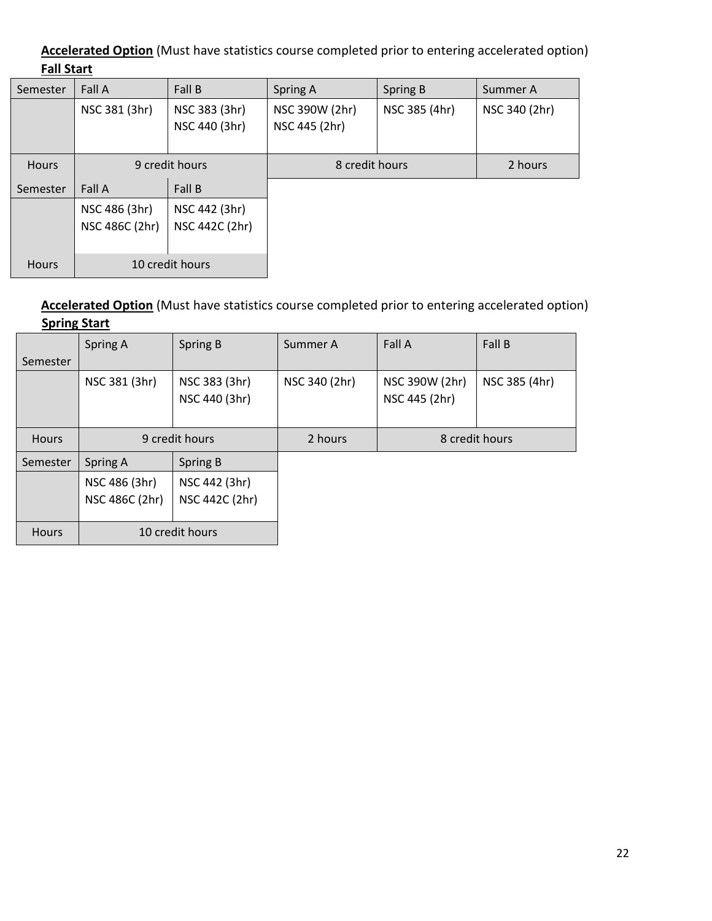**Accelerated Option** (Must have statistics course completed prior to entering accelerated option)

**Fall Start**

| Semester | Fall A | Fall B | Spring A | Spring B | Summer A |
|---|---|---|---|---|---|
| | NSC 381 (3hr) | NSC 383 (3hr) NSC 440 (3hr) | NSC 390W (2hr) NSC 445 (2hr) | NSC 385 (4hr) | NSC 340 (2hr) |
| Hours | 9 credit hours | | 8 credit hours | | 2 hours |
| Semester | Fall A | Fall B | | | |
| | NSC 486 (3hr) NSC 486C (2hr) | NSC 442 (3hr) NSC 442C (2hr) | | | |
| Hours | 10 credit hours | | | | |

**Accelerated Option** (Must have statistics course completed prior to entering accelerated option)

**Spring Start**

| Semester | Spring A | Spring B | Summer A | Fall A | Fall B |
|---|---|---|---|---|---|
| | NSC 381 (3hr) | NSC 383 (3hr) NSC 440 (3hr) | NSC 340 (2hr) | NSC 390W (2hr) NSC 445 (2hr) | NSC 385 (4hr) |
| Hours | 9 credit hours | | 2 hours | 8 credit hours | |
| Semester | Spring A | Spring B | | | |
| | NSC 486 (3hr) NSC 486C (2hr) | NSC 442 (3hr) NSC 442C (2hr) | | | |
| Hours | 10 credit hours | | | | |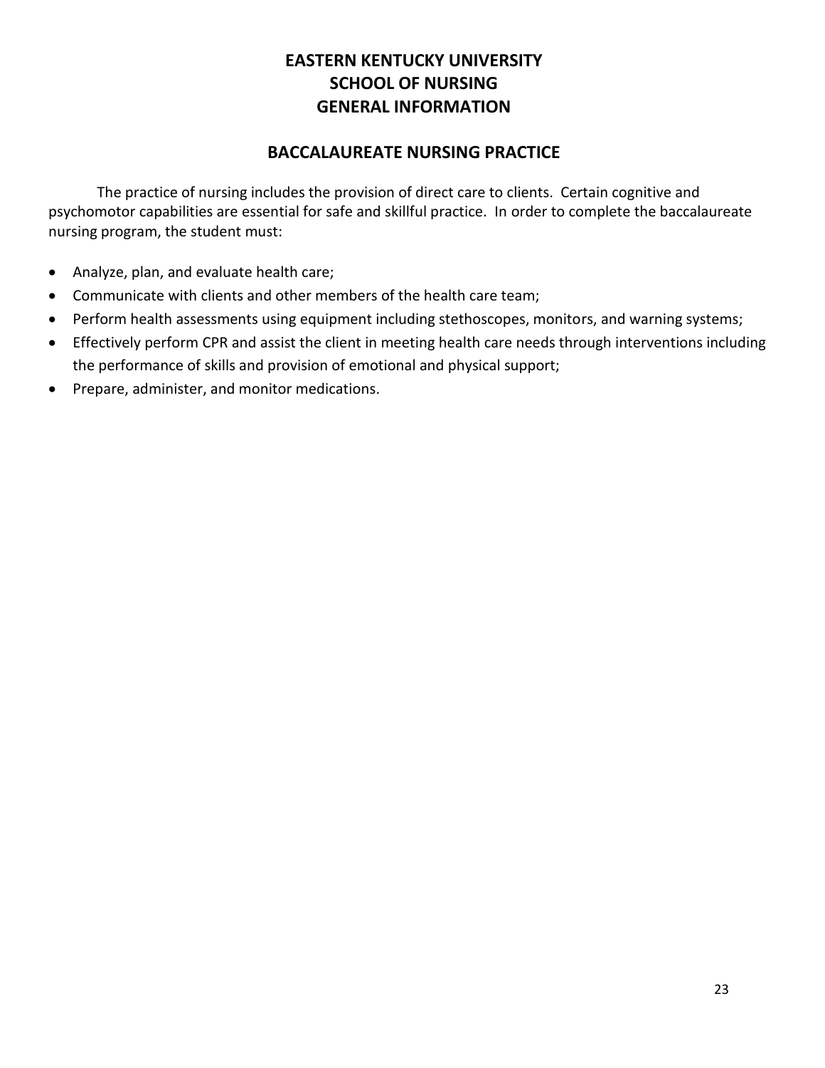# EASTERN KENTUCKY UNIVERSITY
# SCHOOL OF NURSING
# GENERAL INFORMATION

## BACCALAUREATE NURSING PRACTICE

The practice of nursing includes the provision of direct care to clients. Certain cognitive and psychomotor capabilities are essential for safe and skillful practice. In order to complete the baccalaureate nursing program, the student must:

- Analyze, plan, and evaluate health care;
- Communicate with clients and other members of the health care team;
- Perform health assessments using equipment including stethoscopes, monitors, and warning systems;
- Effectively perform CPR and assist the client in meeting health care needs through interventions including the performance of skills and provision of emotional and physical support;
- Prepare, administer, and monitor medications.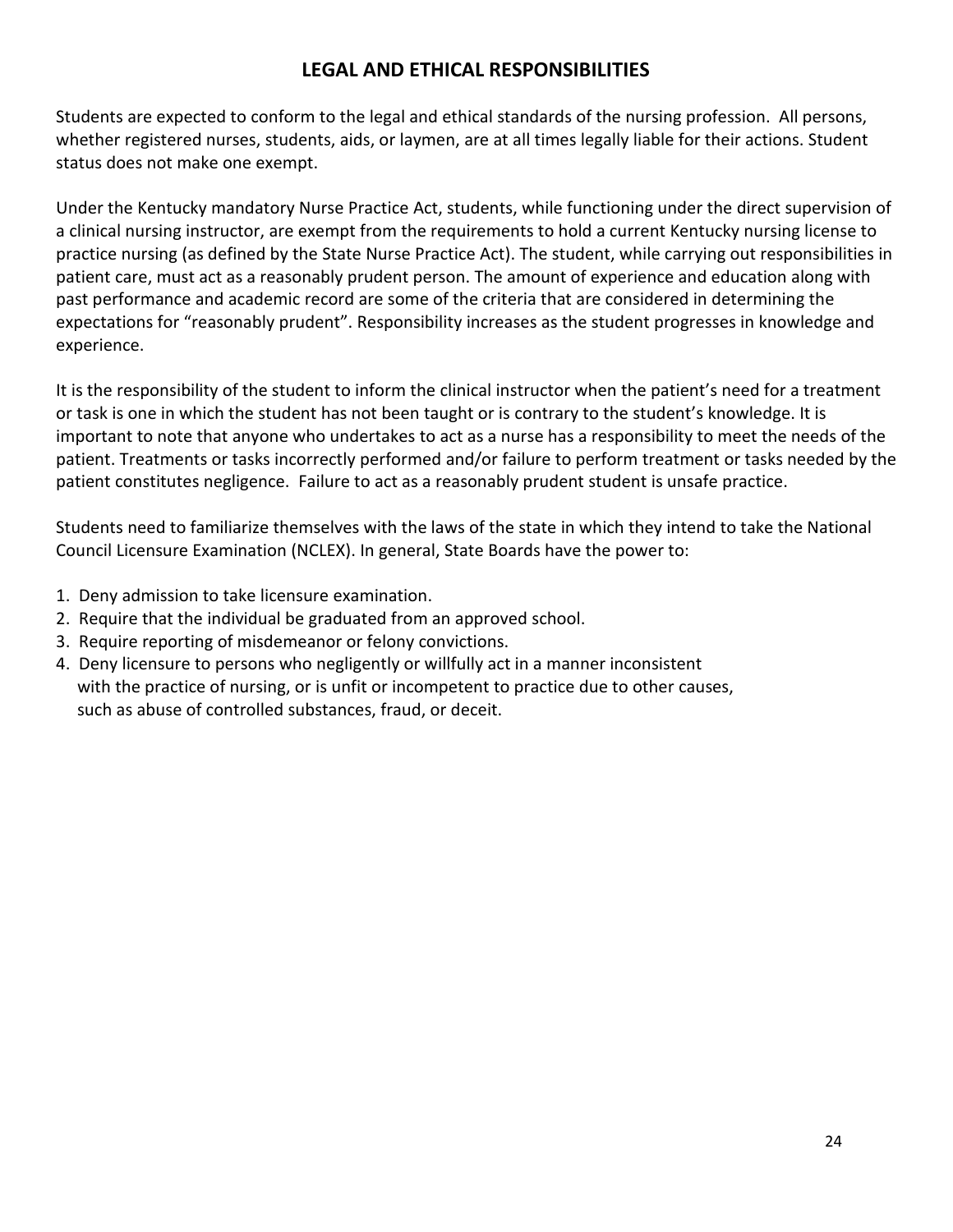# LEGAL AND ETHICAL RESPONSIBILITIES

Students are expected to conform to the legal and ethical standards of the nursing profession. All persons, whether registered nurses, students, aids, or laymen, are at all times legally liable for their actions. Student status does not make one exempt.

Under the Kentucky mandatory Nurse Practice Act, students, while functioning under the direct supervision of a clinical nursing instructor, are exempt from the requirements to hold a current Kentucky nursing license to practice nursing (as defined by the State Nurse Practice Act). The student, while carrying out responsibilities in patient care, must act as a reasonably prudent person. The amount of experience and education along with past performance and academic record are some of the criteria that are considered in determining the expectations for "reasonably prudent". Responsibility increases as the student progresses in knowledge and experience.

It is the responsibility of the student to inform the clinical instructor when the patient's need for a treatment or task is one in which the student has not been taught or is contrary to the student's knowledge. It is important to note that anyone who undertakes to act as a nurse has a responsibility to meet the needs of the patient. Treatments or tasks incorrectly performed and/or failure to perform treatment or tasks needed by the patient constitutes negligence. Failure to act as a reasonably prudent student is unsafe practice.

Students need to familiarize themselves with the laws of the state in which they intend to take the National Council Licensure Examination (NCLEX). In general, State Boards have the power to:

1. Deny admission to take licensure examination.
2. Require that the individual be graduated from an approved school.
3. Require reporting of misdemeanor or felony convictions.
4. Deny licensure to persons who negligently or willfully act in a manner inconsistent with the practice of nursing, or is unfit or incompetent to practice due to other causes, such as abuse of controlled substances, fraud, or deceit.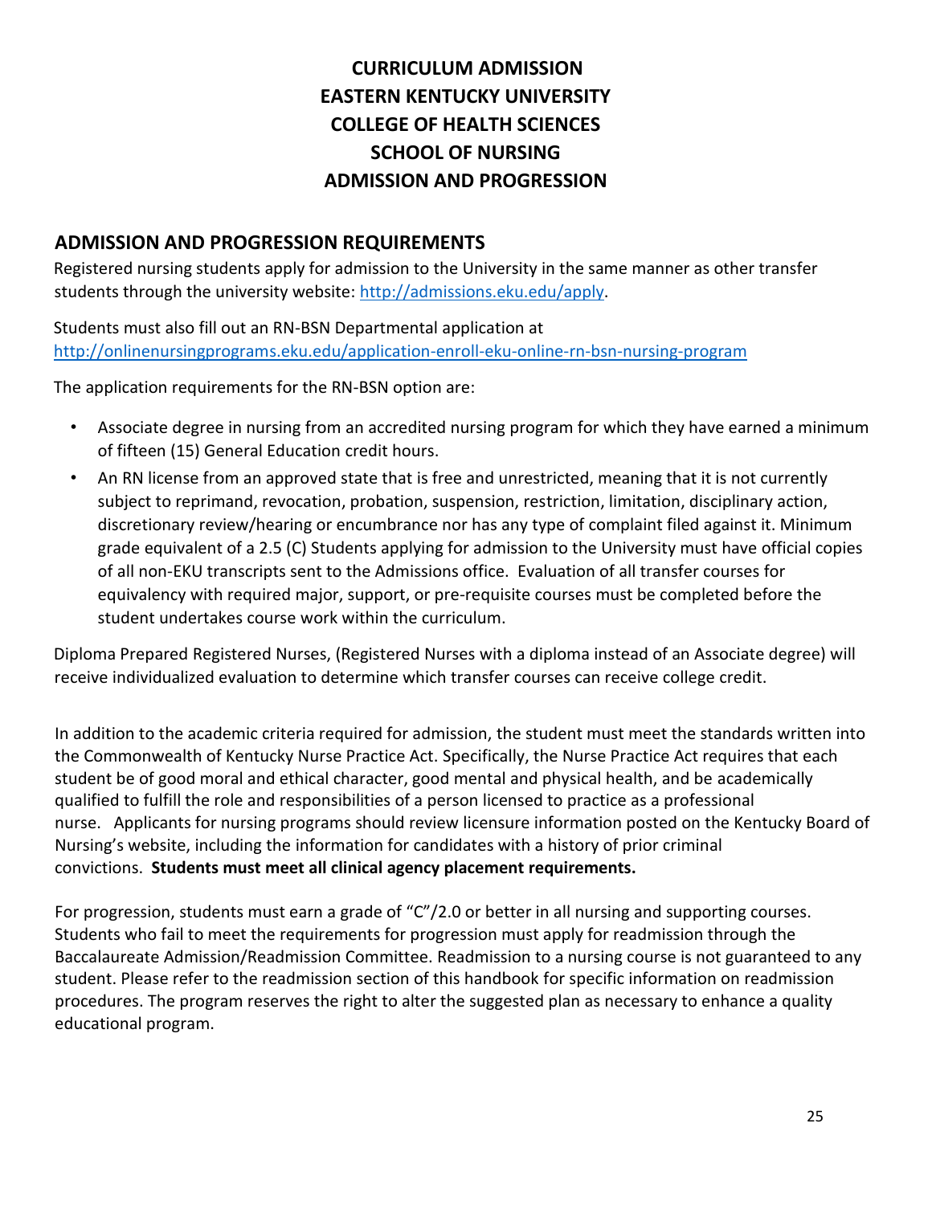# CURRICULUM ADMISSION
# EASTERN KENTUCKY UNIVERSITY
# COLLEGE OF HEALTH SCIENCES
# SCHOOL OF NURSING
# ADMISSION AND PROGRESSION

## ADMISSION AND PROGRESSION REQUIREMENTS

Registered nursing students apply for admission to the University in the same manner as other transfer students through the university website: http://admissions.eku.edu/apply.

Students must also fill out an RN-BSN Departmental application at http://onlinenursingprograms.eku.edu/application-enroll-eku-online-rn-bsn-nursing-program

The application requirements for the RN-BSN option are:

- Associate degree in nursing from an accredited nursing program for which they have earned a minimum of fifteen (15) General Education credit hours.
- An RN license from an approved state that is free and unrestricted, meaning that it is not currently subject to reprimand, revocation, probation, suspension, restriction, limitation, disciplinary action, discretionary review/hearing or encumbrance nor has any type of complaint filed against it. Minimum grade equivalent of a 2.5 (C) Students applying for admission to the University must have official copies of all non-EKU transcripts sent to the Admissions office. Evaluation of all transfer courses for equivalency with required major, support, or pre-requisite courses must be completed before the student undertakes course work within the curriculum.

Diploma Prepared Registered Nurses, (Registered Nurses with a diploma instead of an Associate degree) will receive individualized evaluation to determine which transfer courses can receive college credit.

In addition to the academic criteria required for admission, the student must meet the standards written into the Commonwealth of Kentucky Nurse Practice Act. Specifically, the Nurse Practice Act requires that each student be of good moral and ethical character, good mental and physical health, and be academically qualified to fulfill the role and responsibilities of a person licensed to practice as a professional nurse. Applicants for nursing programs should review licensure information posted on the Kentucky Board of Nursing's website, including the information for candidates with a history of prior criminal convictions. **Students must meet all clinical agency placement requirements.**

For progression, students must earn a grade of "C"/2.0 or better in all nursing and supporting courses. Students who fail to meet the requirements for progression must apply for readmission through the Baccalaureate Admission/Readmission Committee. Readmission to a nursing course is not guaranteed to any student. Please refer to the readmission section of this handbook for specific information on readmission procedures. The program reserves the right to alter the suggested plan as necessary to enhance a quality educational program.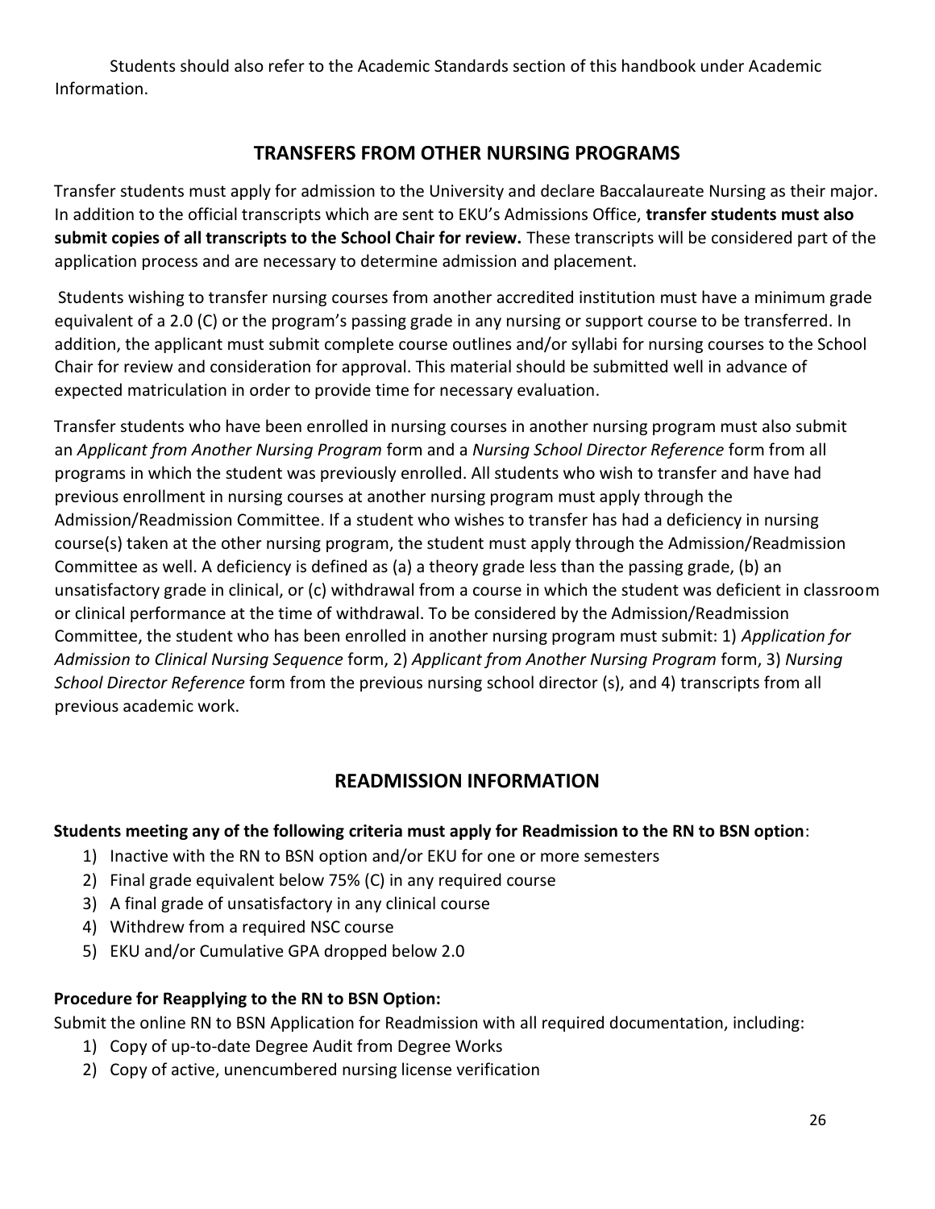Students should also refer to the Academic Standards section of this handbook under Academic Information.

## TRANSFERS FROM OTHER NURSING PROGRAMS

Transfer students must apply for admission to the University and declare Baccalaureate Nursing as their major. In addition to the official transcripts which are sent to EKU's Admissions Office, **transfer students must also submit copies of all transcripts to the School Chair for review.** These transcripts will be considered part of the application process and are necessary to determine admission and placement.

Students wishing to transfer nursing courses from another accredited institution must have a minimum grade equivalent of a 2.0 (C) or the program's passing grade in any nursing or support course to be transferred. In addition, the applicant must submit complete course outlines and/or syllabi for nursing courses to the School Chair for review and consideration for approval. This material should be submitted well in advance of expected matriculation in order to provide time for necessary evaluation.

Transfer students who have been enrolled in nursing courses in another nursing program must also submit an *Applicant from Another Nursing Program* form and a *Nursing School Director Reference* form from all programs in which the student was previously enrolled. All students who wish to transfer and have had previous enrollment in nursing courses at another nursing program must apply through the Admission/Readmission Committee. If a student who wishes to transfer has had a deficiency in nursing course(s) taken at the other nursing program, the student must apply through the Admission/Readmission Committee as well. A deficiency is defined as (a) a theory grade less than the passing grade, (b) an unsatisfactory grade in clinical, or (c) withdrawal from a course in which the student was deficient in classroom or clinical performance at the time of withdrawal. To be considered by the Admission/Readmission Committee, the student who has been enrolled in another nursing program must submit: 1) *Application for Admission to Clinical Nursing Sequence* form, 2) *Applicant from Another Nursing Program* form, 3) *Nursing School Director Reference* form from the previous nursing school director (s), and 4) transcripts from all previous academic work.

## READMISSION INFORMATION

**Students meeting any of the following criteria must apply for Readmission to the RN to BSN option**:

1) Inactive with the RN to BSN option and/or EKU for one or more semesters
2) Final grade equivalent below 75% (C) in any required course
3) A final grade of unsatisfactory in any clinical course
4) Withdrew from a required NSC course
5) EKU and/or Cumulative GPA dropped below 2.0

**Procedure for Reapplying to the RN to BSN Option:**

Submit the online RN to BSN Application for Readmission with all required documentation, including:

1) Copy of up-to-date Degree Audit from Degree Works
2) Copy of active, unencumbered nursing license verification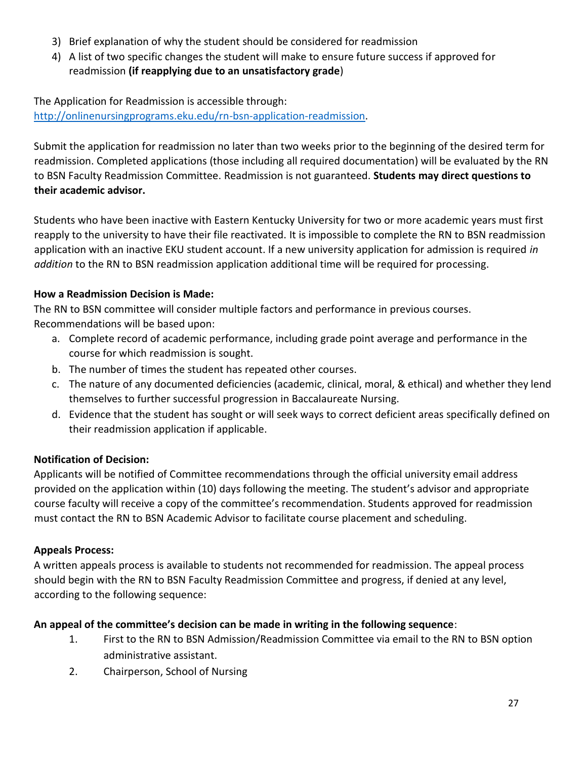3) Brief explanation of why the student should be considered for readmission
4) A list of two specific changes the student will make to ensure future success if approved for readmission **(if reapplying due to an unsatisfactory grade**)

The Application for Readmission is accessible through: [http://onlinenursingprograms.eku.edu/rn-bsn-application-readmission](http://onlinenursingprograms.eku.edu/rn-bsn-application-readmission).

Submit the application for readmission no later than two weeks prior to the beginning of the desired term for readmission. Completed applications (those including all required documentation) will be evaluated by the RN to BSN Faculty Readmission Committee. Readmission is not guaranteed. **Students may direct questions to their academic advisor.**

Students who have been inactive with Eastern Kentucky University for two or more academic years must first reapply to the university to have their file reactivated. It is impossible to complete the RN to BSN readmission application with an inactive EKU student account. If a new university application for admission is required *in addition* to the RN to BSN readmission application additional time will be required for processing.

**How a Readmission Decision is Made:**

The RN to BSN committee will consider multiple factors and performance in previous courses. Recommendations will be based upon:

a. Complete record of academic performance, including grade point average and performance in the course for which readmission is sought.
b. The number of times the student has repeated other courses.
c. The nature of any documented deficiencies (academic, clinical, moral, & ethical) and whether they lend themselves to further successful progression in Baccalaureate Nursing.
d. Evidence that the student has sought or will seek ways to correct deficient areas specifically defined on their readmission application if applicable.

**Notification of Decision:**

Applicants will be notified of Committee recommendations through the official university email address provided on the application within (10) days following the meeting. The student's advisor and appropriate course faculty will receive a copy of the committee's recommendation. Students approved for readmission must contact the RN to BSN Academic Advisor to facilitate course placement and scheduling.

**Appeals Process:**

A written appeals process is available to students not recommended for readmission. The appeal process should begin with the RN to BSN Faculty Readmission Committee and progress, if denied at any level, according to the following sequence:

**An appeal of the committee's decision can be made in writing in the following sequence**:

1. First to the RN to BSN Admission/Readmission Committee via email to the RN to BSN option administrative assistant.
2. Chairperson, School of Nursing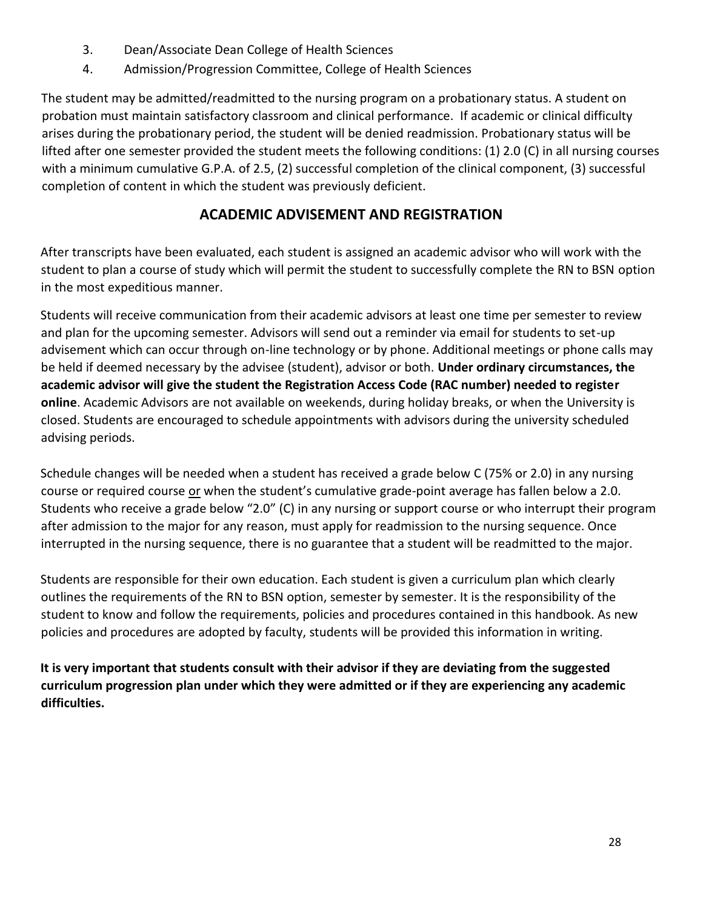3. Dean/Associate Dean College of Health Sciences
4. Admission/Progression Committee, College of Health Sciences

The student may be admitted/readmitted to the nursing program on a probationary status. A student on probation must maintain satisfactory classroom and clinical performance. If academic or clinical difficulty arises during the probationary period, the student will be denied readmission. Probationary status will be lifted after one semester provided the student meets the following conditions: (1) 2.0 (C) in all nursing courses with a minimum cumulative G.P.A. of 2.5, (2) successful completion of the clinical component, (3) successful completion of content in which the student was previously deficient.

## ACADEMIC ADVISEMENT AND REGISTRATION

After transcripts have been evaluated, each student is assigned an academic advisor who will work with the student to plan a course of study which will permit the student to successfully complete the RN to BSN option in the most expeditious manner.

Students will receive communication from their academic advisors at least one time per semester to review and plan for the upcoming semester. Advisors will send out a reminder via email for students to set-up advisement which can occur through on-line technology or by phone. Additional meetings or phone calls may be held if deemed necessary by the advisee (student), advisor or both. **Under ordinary circumstances, the academic advisor will give the student the Registration Access Code (RAC number) needed to register online**. Academic Advisors are not available on weekends, during holiday breaks, or when the University is closed. Students are encouraged to schedule appointments with advisors during the university scheduled advising periods.

Schedule changes will be needed when a student has received a grade below C (75% or 2.0) in any nursing course or required course <u>or</u> when the student's cumulative grade-point average has fallen below a 2.0. Students who receive a grade below "2.0" (C) in any nursing or support course or who interrupt their program after admission to the major for any reason, must apply for readmission to the nursing sequence. Once interrupted in the nursing sequence, there is no guarantee that a student will be readmitted to the major.

Students are responsible for their own education. Each student is given a curriculum plan which clearly outlines the requirements of the RN to BSN option, semester by semester. It is the responsibility of the student to know and follow the requirements, policies and procedures contained in this handbook. As new policies and procedures are adopted by faculty, students will be provided this information in writing.

**It is very important that students consult with their advisor if they are deviating from the suggested curriculum progression plan under which they were admitted or if they are experiencing any academic difficulties.**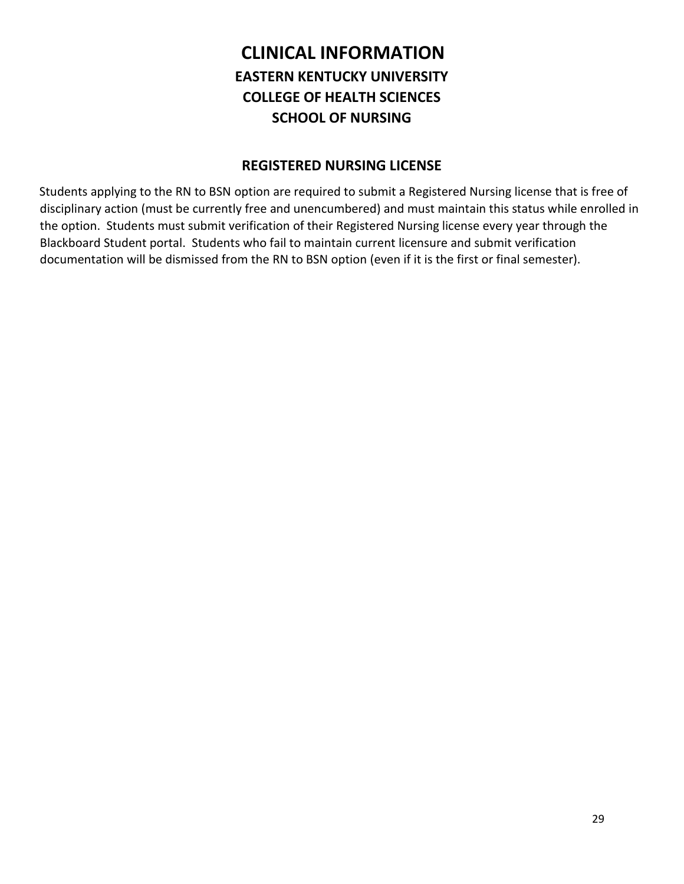# CLINICAL INFORMATION

## EASTERN KENTUCKY UNIVERSITY
## COLLEGE OF HEALTH SCIENCES
## SCHOOL OF NURSING

### REGISTERED NURSING LICENSE

Students applying to the RN to BSN option are required to submit a Registered Nursing license that is free of disciplinary action (must be currently free and unencumbered) and must maintain this status while enrolled in the option. Students must submit verification of their Registered Nursing license every year through the Blackboard Student portal. Students who fail to maintain current licensure and submit verification documentation will be dismissed from the RN to BSN option (even if it is the first or final semester).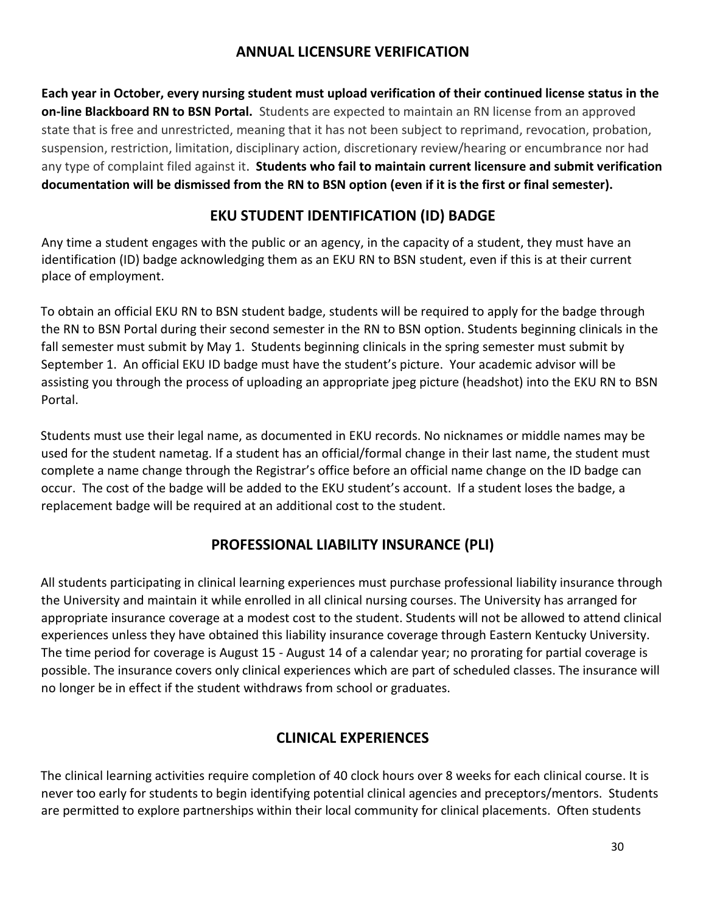## ANNUAL LICENSURE VERIFICATION

**Each year in October, every nursing student must upload verification of their continued license status in the on-line Blackboard RN to BSN Portal.** Students are expected to maintain an RN license from an approved state that is free and unrestricted, meaning that it has not been subject to reprimand, revocation, probation, suspension, restriction, limitation, disciplinary action, discretionary review/hearing or encumbrance nor had any type of complaint filed against it. **Students who fail to maintain current licensure and submit verification documentation will be dismissed from the RN to BSN option (even if it is the first or final semester).**

## EKU STUDENT IDENTIFICATION (ID) BADGE

Any time a student engages with the public or an agency, in the capacity of a student, they must have an identification (ID) badge acknowledging them as an EKU RN to BSN student, even if this is at their current place of employment.

To obtain an official EKU RN to BSN student badge, students will be required to apply for the badge through the RN to BSN Portal during their second semester in the RN to BSN option. Students beginning clinicals in the fall semester must submit by May 1. Students beginning clinicals in the spring semester must submit by September 1. An official EKU ID badge must have the student's picture. Your academic advisor will be assisting you through the process of uploading an appropriate jpeg picture (headshot) into the EKU RN to BSN Portal.

Students must use their legal name, as documented in EKU records. No nicknames or middle names may be used for the student nametag. If a student has an official/formal change in their last name, the student must complete a name change through the Registrar's office before an official name change on the ID badge can occur. The cost of the badge will be added to the EKU student's account. If a student loses the badge, a replacement badge will be required at an additional cost to the student.

## PROFESSIONAL LIABILITY INSURANCE (PLI)

All students participating in clinical learning experiences must purchase professional liability insurance through the University and maintain it while enrolled in all clinical nursing courses. The University has arranged for appropriate insurance coverage at a modest cost to the student. Students will not be allowed to attend clinical experiences unless they have obtained this liability insurance coverage through Eastern Kentucky University. The time period for coverage is August 15 - August 14 of a calendar year; no prorating for partial coverage is possible. The insurance covers only clinical experiences which are part of scheduled classes. The insurance will no longer be in effect if the student withdraws from school or graduates.

## CLINICAL EXPERIENCES

The clinical learning activities require completion of 40 clock hours over 8 weeks for each clinical course. It is never too early for students to begin identifying potential clinical agencies and preceptors/mentors. Students are permitted to explore partnerships within their local community for clinical placements. Often students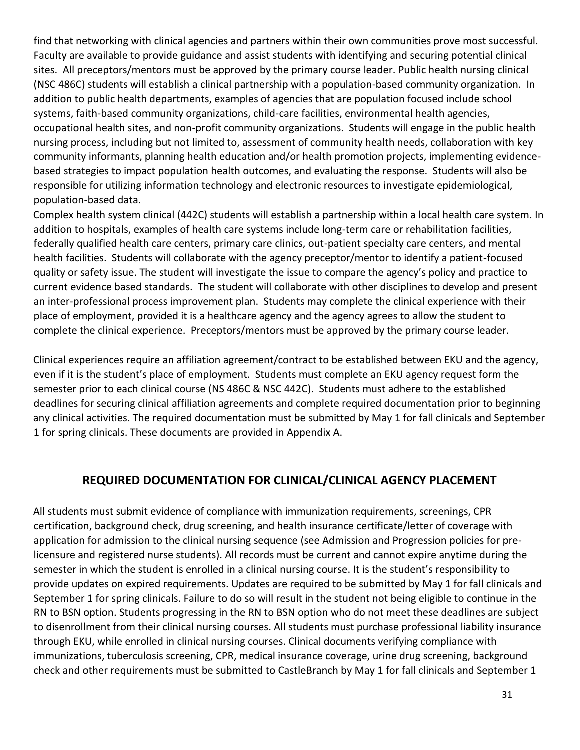find that networking with clinical agencies and partners within their own communities prove most successful. Faculty are available to provide guidance and assist students with identifying and securing potential clinical sites. All preceptors/mentors must be approved by the primary course leader. Public health nursing clinical (NSC 486C) students will establish a clinical partnership with a population-based community organization. In addition to public health departments, examples of agencies that are population focused include school systems, faith-based community organizations, child-care facilities, environmental health agencies, occupational health sites, and non-profit community organizations. Students will engage in the public health nursing process, including but not limited to, assessment of community health needs, collaboration with key community informants, planning health education and/or health promotion projects, implementing evidence-based strategies to impact population health outcomes, and evaluating the response. Students will also be responsible for utilizing information technology and electronic resources to investigate epidemiological, population-based data.

Complex health system clinical (442C) students will establish a partnership within a local health care system. In addition to hospitals, examples of health care systems include long-term care or rehabilitation facilities, federally qualified health care centers, primary care clinics, out-patient specialty care centers, and mental health facilities. Students will collaborate with the agency preceptor/mentor to identify a patient-focused quality or safety issue. The student will investigate the issue to compare the agency's policy and practice to current evidence based standards. The student will collaborate with other disciplines to develop and present an inter-professional process improvement plan. Students may complete the clinical experience with their place of employment, provided it is a healthcare agency and the agency agrees to allow the student to complete the clinical experience. Preceptors/mentors must be approved by the primary course leader.

Clinical experiences require an affiliation agreement/contract to be established between EKU and the agency, even if it is the student's place of employment. Students must complete an EKU agency request form the semester prior to each clinical course (NS 486C & NSC 442C). Students must adhere to the established deadlines for securing clinical affiliation agreements and complete required documentation prior to beginning any clinical activities. The required documentation must be submitted by May 1 for fall clinicals and September 1 for spring clinicals. These documents are provided in Appendix A.

## REQUIRED DOCUMENTATION FOR CLINICAL/CLINICAL AGENCY PLACEMENT

All students must submit evidence of compliance with immunization requirements, screenings, CPR certification, background check, drug screening, and health insurance certificate/letter of coverage with application for admission to the clinical nursing sequence (see Admission and Progression policies for pre-licensure and registered nurse students). All records must be current and cannot expire anytime during the semester in which the student is enrolled in a clinical nursing course. It is the student's responsibility to provide updates on expired requirements. Updates are required to be submitted by May 1 for fall clinicals and September 1 for spring clinicals. Failure to do so will result in the student not being eligible to continue in the RN to BSN option. Students progressing in the RN to BSN option who do not meet these deadlines are subject to disenrollment from their clinical nursing courses. All students must purchase professional liability insurance through EKU, while enrolled in clinical nursing courses. Clinical documents verifying compliance with immunizations, tuberculosis screening, CPR, medical insurance coverage, urine drug screening, background check and other requirements must be submitted to CastleBranch by May 1 for fall clinicals and September 1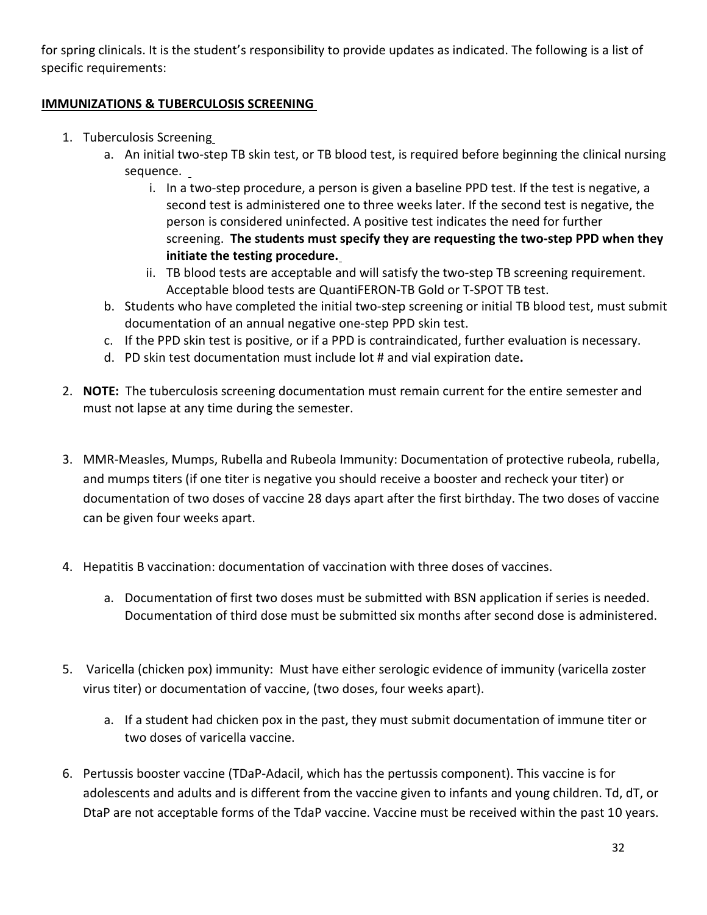for spring clinicals. It is the student's responsibility to provide updates as indicated. The following is a list of specific requirements:

**IMMUNIZATIONS & TUBERCULOSIS SCREENING**

1. Tuberculosis Screening
   a. An initial two-step TB skin test, or TB blood test, is required before beginning the clinical nursing sequence.
      i. In a two-step procedure, a person is given a baseline PPD test. If the test is negative, a second test is administered one to three weeks later. If the second test is negative, the person is considered uninfected. A positive test indicates the need for further screening. **The students must specify they are requesting the two-step PPD when they initiate the testing procedure.**
      ii. TB blood tests are acceptable and will satisfy the two-step TB screening requirement. Acceptable blood tests are QuantiFERON-TB Gold or T-SPOT TB test.

   b. Students who have completed the initial two-step screening or initial TB blood test, must submit documentation of an annual negative one-step PPD skin test.
   c. If the PPD skin test is positive, or if a PPD is contraindicated, further evaluation is necessary.
   d. PD skin test documentation must include lot # and vial expiration date**.**

2. **NOTE:** The tuberculosis screening documentation must remain current for the entire semester and must not lapse at any time during the semester.

3. MMR-Measles, Mumps, Rubella and Rubeola Immunity: Documentation of protective rubeola, rubella, and mumps titers (if one titer is negative you should receive a booster and recheck your titer) or documentation of two doses of vaccine 28 days apart after the first birthday. The two doses of vaccine can be given four weeks apart.

4. Hepatitis B vaccination: documentation of vaccination with three doses of vaccines.
   a. Documentation of first two doses must be submitted with BSN application if series is needed. Documentation of third dose must be submitted six months after second dose is administered.

5. Varicella (chicken pox) immunity: Must have either serologic evidence of immunity (varicella zoster virus titer) or documentation of vaccine, (two doses, four weeks apart).
   a. If a student had chicken pox in the past, they must submit documentation of immune titer or two doses of varicella vaccine.

6. Pertussis booster vaccine (TDaP-Adacil, which has the pertussis component). This vaccine is for adolescents and adults and is different from the vaccine given to infants and young children. Td, dT, or DtaP are not acceptable forms of the TdaP vaccine. Vaccine must be received within the past 10 years.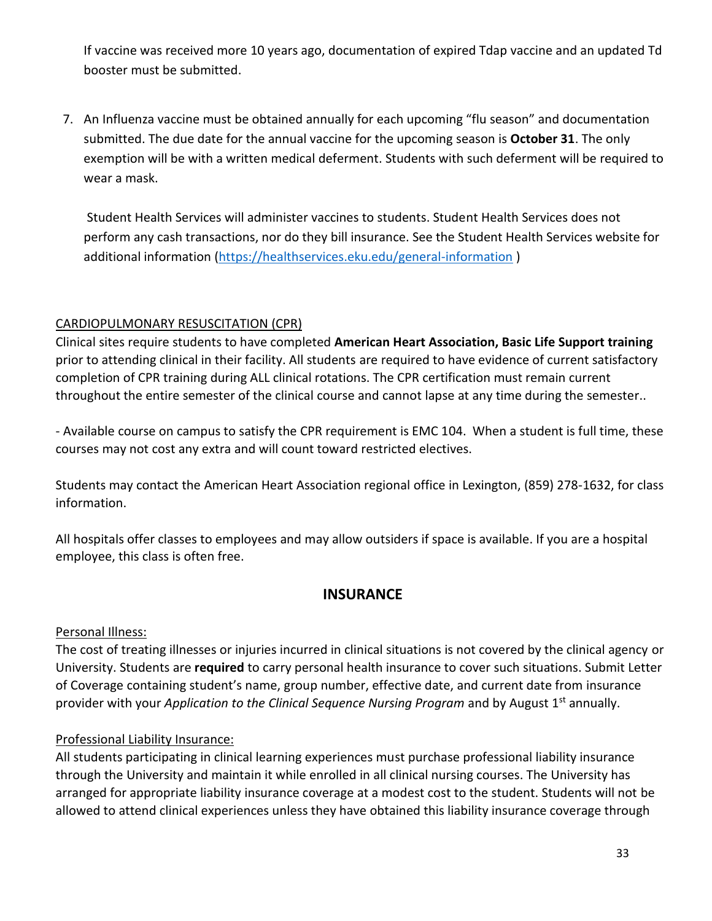If vaccine was received more 10 years ago, documentation of expired Tdap vaccine and an updated Td booster must be submitted.

7. An Influenza vaccine must be obtained annually for each upcoming "flu season" and documentation submitted. The due date for the annual vaccine for the upcoming season is **October 31**. The only exemption will be with a written medical deferment. Students with such deferment will be required to wear a mask.

   Student Health Services will administer vaccines to students. Student Health Services does not perform any cash transactions, nor do they bill insurance. See the Student Health Services website for additional information (https://healthservices.eku.edu/general-information )

CARDIOPULMONARY RESUSCITATION (CPR)

Clinical sites require students to have completed **American Heart Association, Basic Life Support training** prior to attending clinical in their facility. All students are required to have evidence of current satisfactory completion of CPR training during ALL clinical rotations. The CPR certification must remain current throughout the entire semester of the clinical course and cannot lapse at any time during the semester..

- Available course on campus to satisfy the CPR requirement is EMC 104. When a student is full time, these courses may not cost any extra and will count toward restricted electives.

Students may contact the American Heart Association regional office in Lexington, (859) 278-1632, for class information.

All hospitals offer classes to employees and may allow outsiders if space is available. If you are a hospital employee, this class is often free.

## INSURANCE

Personal Illness:

The cost of treating illnesses or injuries incurred in clinical situations is not covered by the clinical agency or University. Students are **required** to carry personal health insurance to cover such situations. Submit Letter of Coverage containing student's name, group number, effective date, and current date from insurance provider with your *Application to the Clinical Sequence Nursing Program* and by August 1st annually.

Professional Liability Insurance:

All students participating in clinical learning experiences must purchase professional liability insurance through the University and maintain it while enrolled in all clinical nursing courses. The University has arranged for appropriate liability insurance coverage at a modest cost to the student. Students will not be allowed to attend clinical experiences unless they have obtained this liability insurance coverage through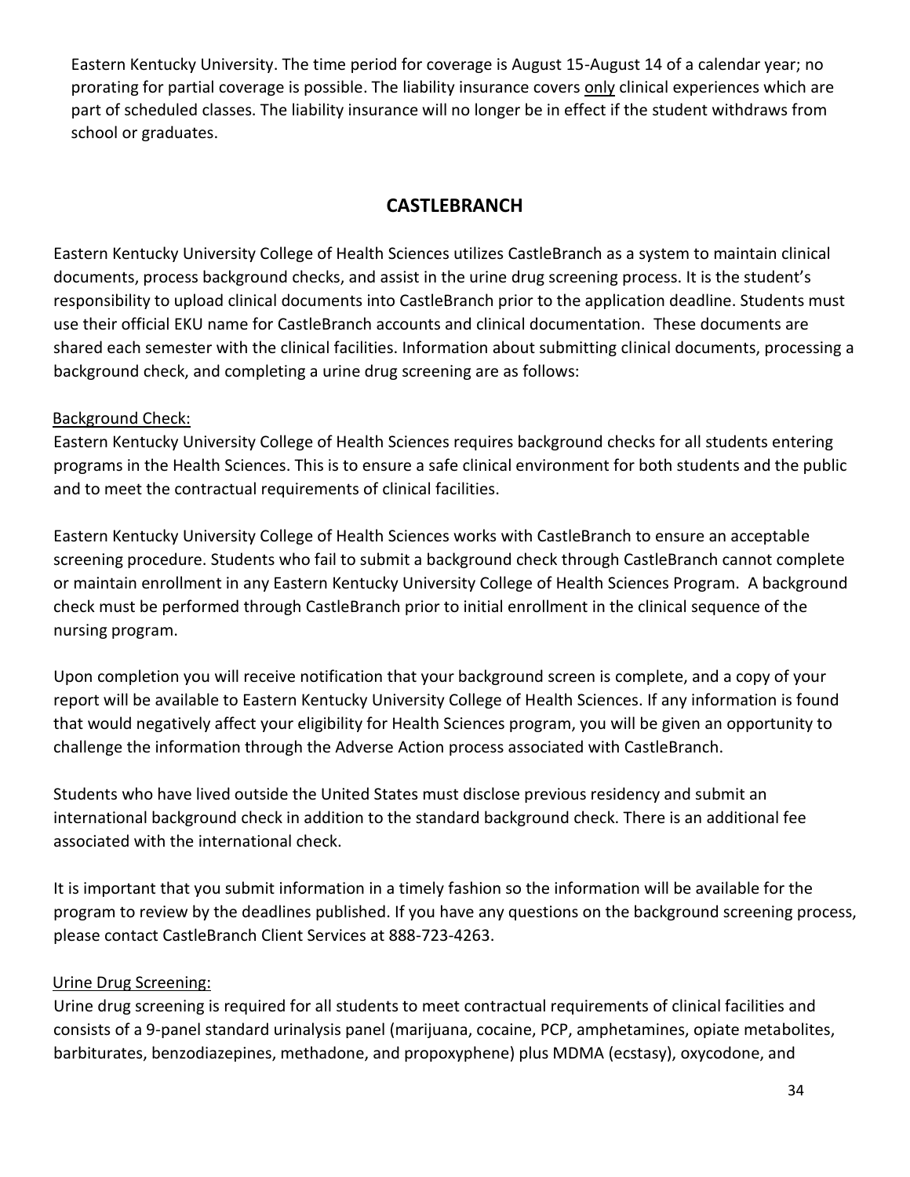Eastern Kentucky University. The time period for coverage is August 15-August 14 of a calendar year; no prorating for partial coverage is possible. The liability insurance covers only clinical experiences which are part of scheduled classes. The liability insurance will no longer be in effect if the student withdraws from school or graduates.

## CASTLEBRANCH

Eastern Kentucky University College of Health Sciences utilizes CastleBranch as a system to maintain clinical documents, process background checks, and assist in the urine drug screening process. It is the student's responsibility to upload clinical documents into CastleBranch prior to the application deadline. Students must use their official EKU name for CastleBranch accounts and clinical documentation. These documents are shared each semester with the clinical facilities. Information about submitting clinical documents, processing a background check, and completing a urine drug screening are as follows:

Background Check:

Eastern Kentucky University College of Health Sciences requires background checks for all students entering programs in the Health Sciences. This is to ensure a safe clinical environment for both students and the public and to meet the contractual requirements of clinical facilities.

Eastern Kentucky University College of Health Sciences works with CastleBranch to ensure an acceptable screening procedure. Students who fail to submit a background check through CastleBranch cannot complete or maintain enrollment in any Eastern Kentucky University College of Health Sciences Program. A background check must be performed through CastleBranch prior to initial enrollment in the clinical sequence of the nursing program.

Upon completion you will receive notification that your background screen is complete, and a copy of your report will be available to Eastern Kentucky University College of Health Sciences. If any information is found that would negatively affect your eligibility for Health Sciences program, you will be given an opportunity to challenge the information through the Adverse Action process associated with CastleBranch.

Students who have lived outside the United States must disclose previous residency and submit an international background check in addition to the standard background check. There is an additional fee associated with the international check.

It is important that you submit information in a timely fashion so the information will be available for the program to review by the deadlines published. If you have any questions on the background screening process, please contact CastleBranch Client Services at 888-723-4263.

Urine Drug Screening:

Urine drug screening is required for all students to meet contractual requirements of clinical facilities and consists of a 9-panel standard urinalysis panel (marijuana, cocaine, PCP, amphetamines, opiate metabolites, barbiturates, benzodiazepines, methadone, and propoxyphene) plus MDMA (ecstasy), oxycodone, and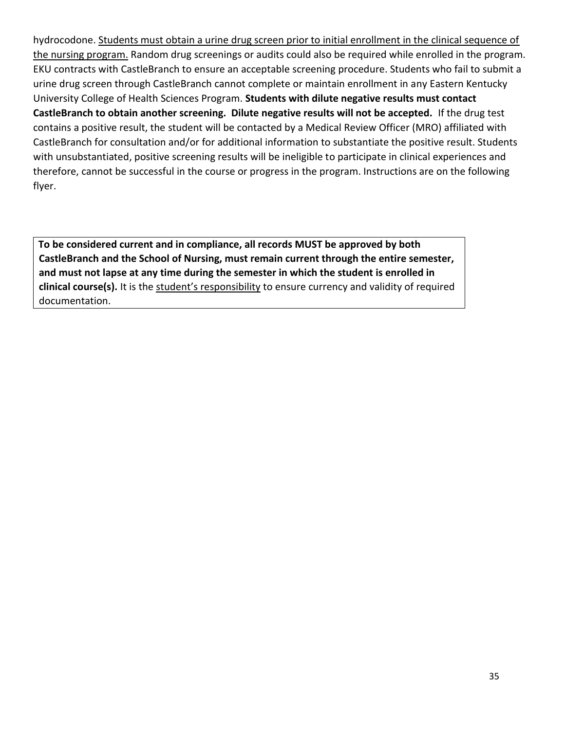hydrocodone. Students must obtain a urine drug screen prior to initial enrollment in the clinical sequence of the nursing program. Random drug screenings or audits could also be required while enrolled in the program. EKU contracts with CastleBranch to ensure an acceptable screening procedure. Students who fail to submit a urine drug screen through CastleBranch cannot complete or maintain enrollment in any Eastern Kentucky University College of Health Sciences Program. **Students with dilute negative results must contact CastleBranch to obtain another screening. Dilute negative results will not be accepted.** If the drug test contains a positive result, the student will be contacted by a Medical Review Officer (MRO) affiliated with CastleBranch for consultation and/or for additional information to substantiate the positive result. Students with unsubstantiated, positive screening results will be ineligible to participate in clinical experiences and therefore, cannot be successful in the course or progress in the program. Instructions are on the following flyer.

**To be considered current and in compliance, all records MUST be approved by both CastleBranch and the School of Nursing, must remain current through the entire semester, and must not lapse at any time during the semester in which the student is enrolled in clinical course(s).** It is the student's responsibility to ensure currency and validity of required documentation.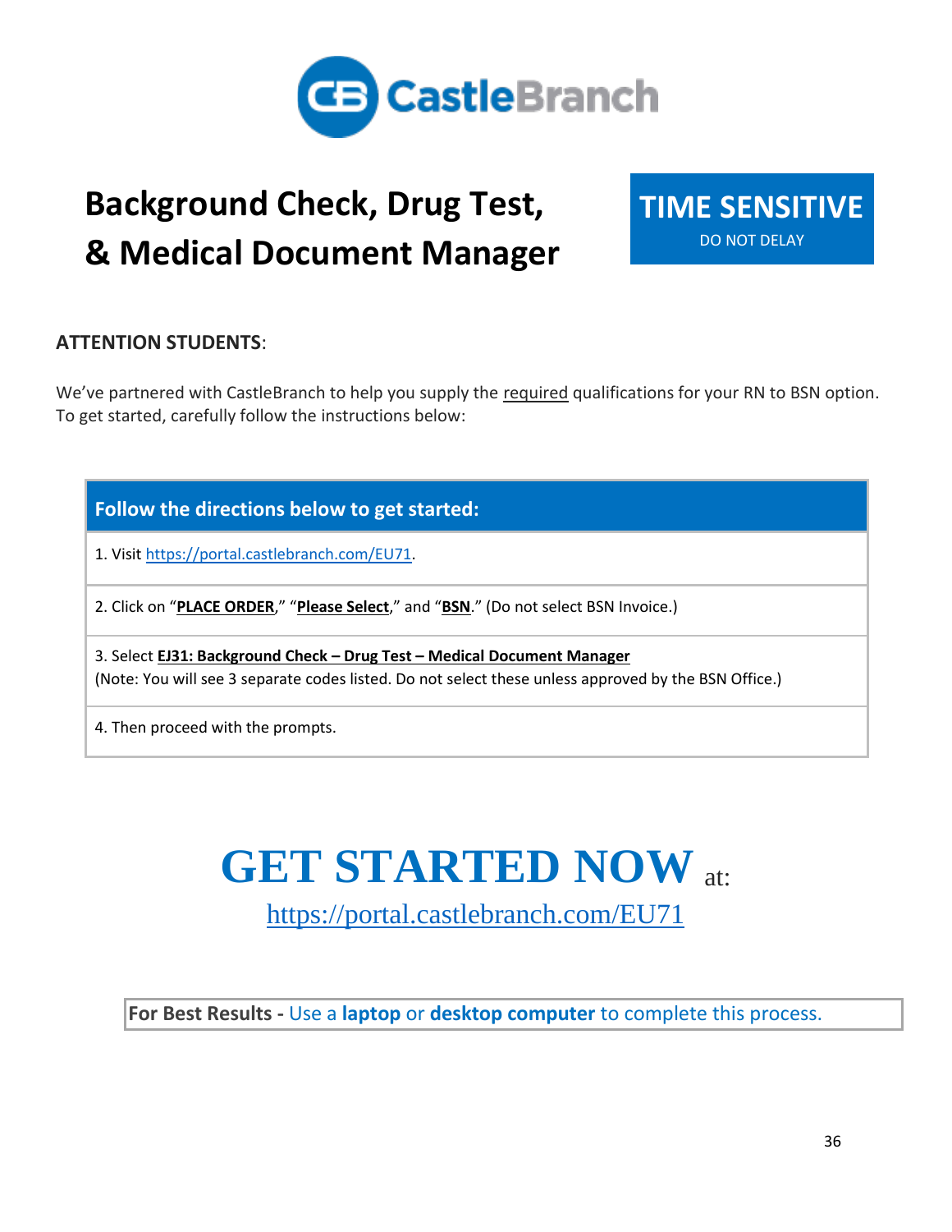CastleBranch

# Background Check, Drug Test, & Medical Document Manager

**TIME SENSITIVE**
DO NOT DELAY

**ATTENTION STUDENTS**:

We've partnered with CastleBranch to help you supply the required qualifications for your RN to BSN option. To get started, carefully follow the instructions below:

| Follow the directions below to get started: |
|---|
| 1. Visit https://portal.castlebranch.com/EU71. |
| 2. Click on "**PLACE ORDER**," "**Please Select**," and "**BSN**." (Do not select BSN Invoice.) |
| 3. Select **EJ31: Background Check – Drug Test – Medical Document Manager** (Note: You will see 3 separate codes listed. Do not select these unless approved by the BSN Office.) |
| 4. Then proceed with the prompts. |

## GET STARTED NOW at:

https://portal.castlebranch.com/EU71

**For Best Results -** Use a **laptop** or **desktop computer** to complete this process.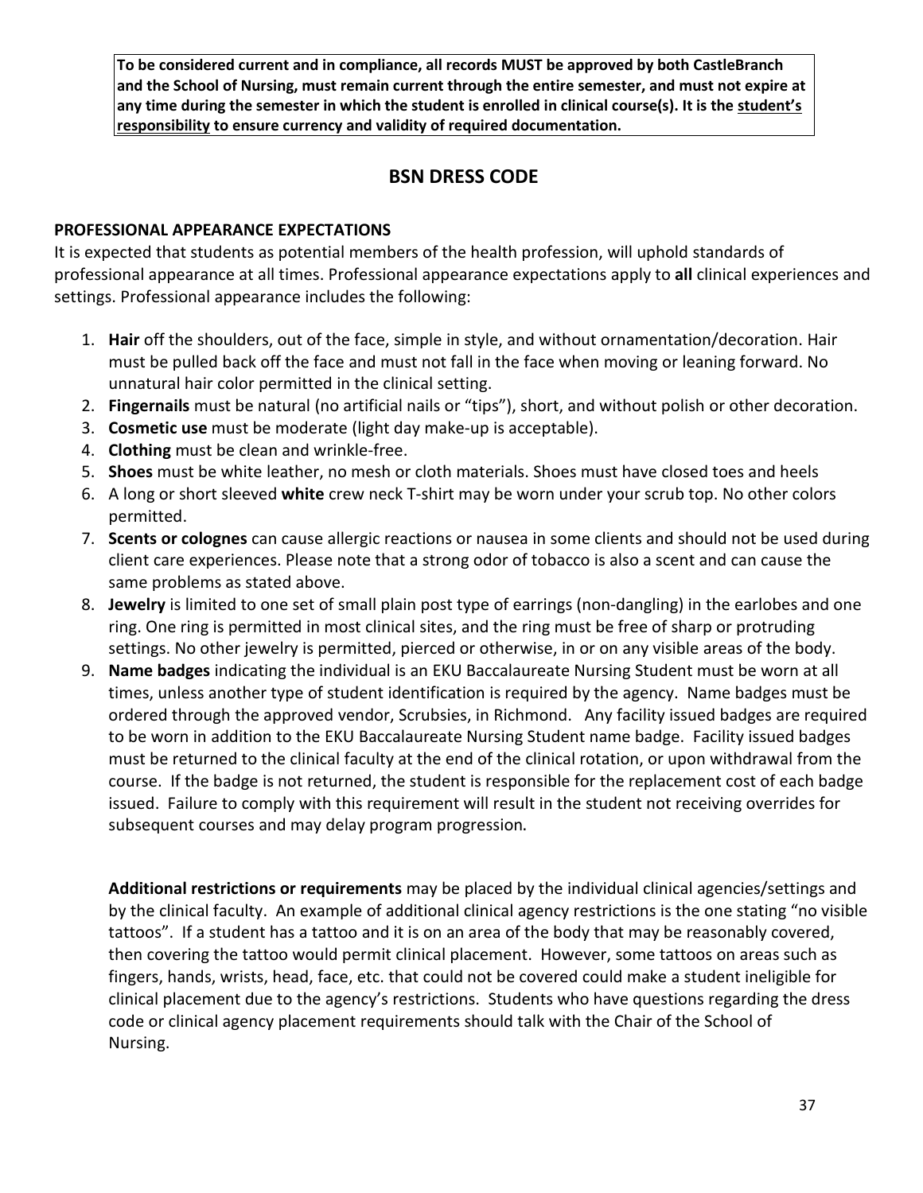**To be considered current and in compliance, all records MUST be approved by both CastleBranch and the School of Nursing, must remain current through the entire semester, and must not expire at any time during the semester in which the student is enrolled in clinical course(s). It is the <u>student's responsibility</u> to ensure currency and validity of required documentation.**

## BSN DRESS CODE

### PROFESSIONAL APPEARANCE EXPECTATIONS

It is expected that students as potential members of the health profession, will uphold standards of professional appearance at all times. Professional appearance expectations apply to **all** clinical experiences and settings. Professional appearance includes the following:

1. **Hair** off the shoulders, out of the face, simple in style, and without ornamentation/decoration. Hair must be pulled back off the face and must not fall in the face when moving or leaning forward. No unnatural hair color permitted in the clinical setting.
2. **Fingernails** must be natural (no artificial nails or "tips"), short, and without polish or other decoration.
3. **Cosmetic use** must be moderate (light day make-up is acceptable).
4. **Clothing** must be clean and wrinkle-free.
5. **Shoes** must be white leather, no mesh or cloth materials. Shoes must have closed toes and heels
6. A long or short sleeved **white** crew neck T-shirt may be worn under your scrub top. No other colors permitted.
7. **Scents or colognes** can cause allergic reactions or nausea in some clients and should not be used during client care experiences. Please note that a strong odor of tobacco is also a scent and can cause the same problems as stated above.
8. **Jewelry** is limited to one set of small plain post type of earrings (non-dangling) in the earlobes and one ring. One ring is permitted in most clinical sites, and the ring must be free of sharp or protruding settings. No other jewelry is permitted, pierced or otherwise, in or on any visible areas of the body.
9. **Name badges** indicating the individual is an EKU Baccalaureate Nursing Student must be worn at all times, unless another type of student identification is required by the agency. Name badges must be ordered through the approved vendor, Scrubsies, in Richmond. Any facility issued badges are required to be worn in addition to the EKU Baccalaureate Nursing Student name badge. Facility issued badges must be returned to the clinical faculty at the end of the clinical rotation, or upon withdrawal from the course. If the badge is not returned, the student is responsible for the replacement cost of each badge issued. Failure to comply with this requirement will result in the student not receiving overrides for subsequent courses and may delay program progression.

**Additional restrictions or requirements** may be placed by the individual clinical agencies/settings and by the clinical faculty. An example of additional clinical agency restrictions is the one stating "no visible tattoos". If a student has a tattoo and it is on an area of the body that may be reasonably covered, then covering the tattoo would permit clinical placement. However, some tattoos on areas such as fingers, hands, wrists, head, face, etc. that could not be covered could make a student ineligible for clinical placement due to the agency's restrictions. Students who have questions regarding the dress code or clinical agency placement requirements should talk with the Chair of the School of Nursing.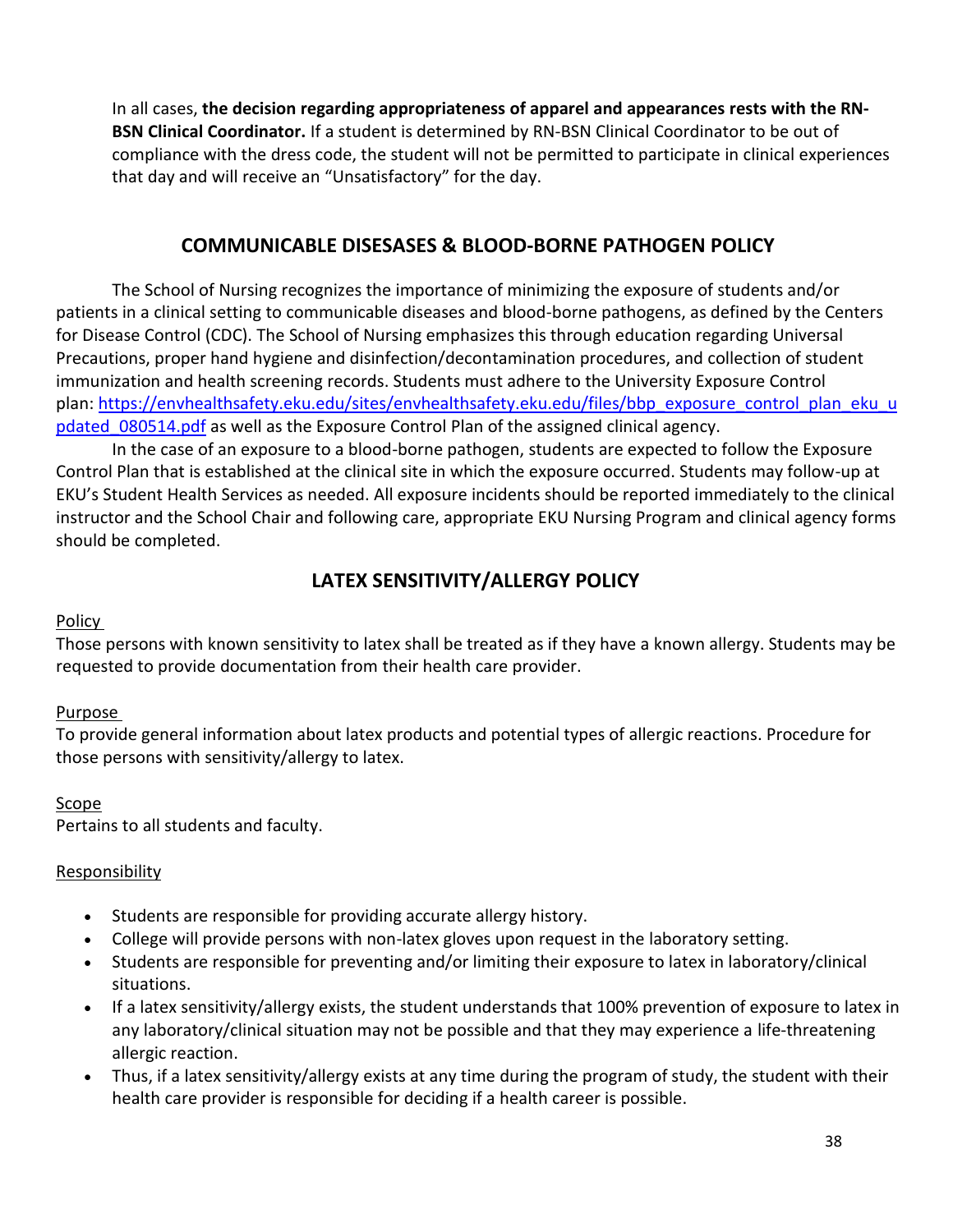In all cases, **the decision regarding appropriateness of apparel and appearances rests with the RN-BSN Clinical Coordinator.** If a student is determined by RN-BSN Clinical Coordinator to be out of compliance with the dress code, the student will not be permitted to participate in clinical experiences that day and will receive an "Unsatisfactory" for the day.

## COMMUNICABLE DISESASES & BLOOD-BORNE PATHOGEN POLICY

The School of Nursing recognizes the importance of minimizing the exposure of students and/or patients in a clinical setting to communicable diseases and blood-borne pathogens, as defined by the Centers for Disease Control (CDC). The School of Nursing emphasizes this through education regarding Universal Precautions, proper hand hygiene and disinfection/decontamination procedures, and collection of student immunization and health screening records. Students must adhere to the University Exposure Control plan: [https://envhealthsafety.eku.edu/sites/envhealthsafety.eku.edu/files/bbp_exposure_control_plan_eku_updated_080514.pdf](https://envhealthsafety.eku.edu/sites/envhealthsafety.eku.edu/files/bbp_exposure_control_plan_eku_updated_080514.pdf) as well as the Exposure Control Plan of the assigned clinical agency.

In the case of an exposure to a blood-borne pathogen, students are expected to follow the Exposure Control Plan that is established at the clinical site in which the exposure occurred. Students may follow-up at EKU's Student Health Services as needed. All exposure incidents should be reported immediately to the clinical instructor and the School Chair and following care, appropriate EKU Nursing Program and clinical agency forms should be completed.

## LATEX SENSITIVITY/ALLERGY POLICY

Policy

Those persons with known sensitivity to latex shall be treated as if they have a known allergy. Students may be requested to provide documentation from their health care provider.

Purpose

To provide general information about latex products and potential types of allergic reactions. Procedure for those persons with sensitivity/allergy to latex.

Scope

Pertains to all students and faculty.

Responsibility

- Students are responsible for providing accurate allergy history.
- College will provide persons with non-latex gloves upon request in the laboratory setting.
- Students are responsible for preventing and/or limiting their exposure to latex in laboratory/clinical situations.
- If a latex sensitivity/allergy exists, the student understands that 100% prevention of exposure to latex in any laboratory/clinical situation may not be possible and that they may experience a life-threatening allergic reaction.
- Thus, if a latex sensitivity/allergy exists at any time during the program of study, the student with their health care provider is responsible for deciding if a health career is possible.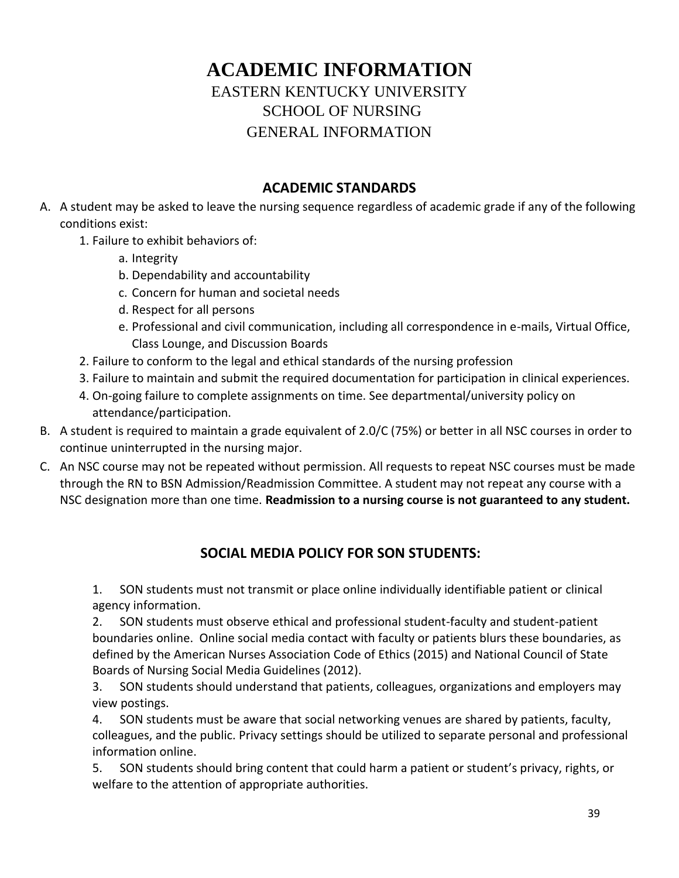# ACADEMIC INFORMATION

## EASTERN KENTUCKY UNIVERSITY

## SCHOOL OF NURSING

## GENERAL INFORMATION

### ACADEMIC STANDARDS

A. A student may be asked to leave the nursing sequence regardless of academic grade if any of the following conditions exist:
   1. Failure to exhibit behaviors of:
      a. Integrity
      b. Dependability and accountability
      c. Concern for human and societal needs
      d. Respect for all persons
      e. Professional and civil communication, including all correspondence in e-mails, Virtual Office, Class Lounge, and Discussion Boards
   2. Failure to conform to the legal and ethical standards of the nursing profession
   3. Failure to maintain and submit the required documentation for participation in clinical experiences.
   4. On-going failure to complete assignments on time. See departmental/university policy on attendance/participation.

B. A student is required to maintain a grade equivalent of 2.0/C (75%) or better in all NSC courses in order to continue uninterrupted in the nursing major.

C. An NSC course may not be repeated without permission. All requests to repeat NSC courses must be made through the RN to BSN Admission/Readmission Committee. A student may not repeat any course with a NSC designation more than one time. **Readmission to a nursing course is not guaranteed to any student.**

### SOCIAL MEDIA POLICY FOR SON STUDENTS:

1. SON students must not transmit or place online individually identifiable patient or clinical agency information.
2. SON students must observe ethical and professional student-faculty and student-patient boundaries online. Online social media contact with faculty or patients blurs these boundaries, as defined by the American Nurses Association Code of Ethics (2015) and National Council of State Boards of Nursing Social Media Guidelines (2012).
3. SON students should understand that patients, colleagues, organizations and employers may view postings.
4. SON students must be aware that social networking venues are shared by patients, faculty, colleagues, and the public. Privacy settings should be utilized to separate personal and professional information online.
5. SON students should bring content that could harm a patient or student's privacy, rights, or welfare to the attention of appropriate authorities.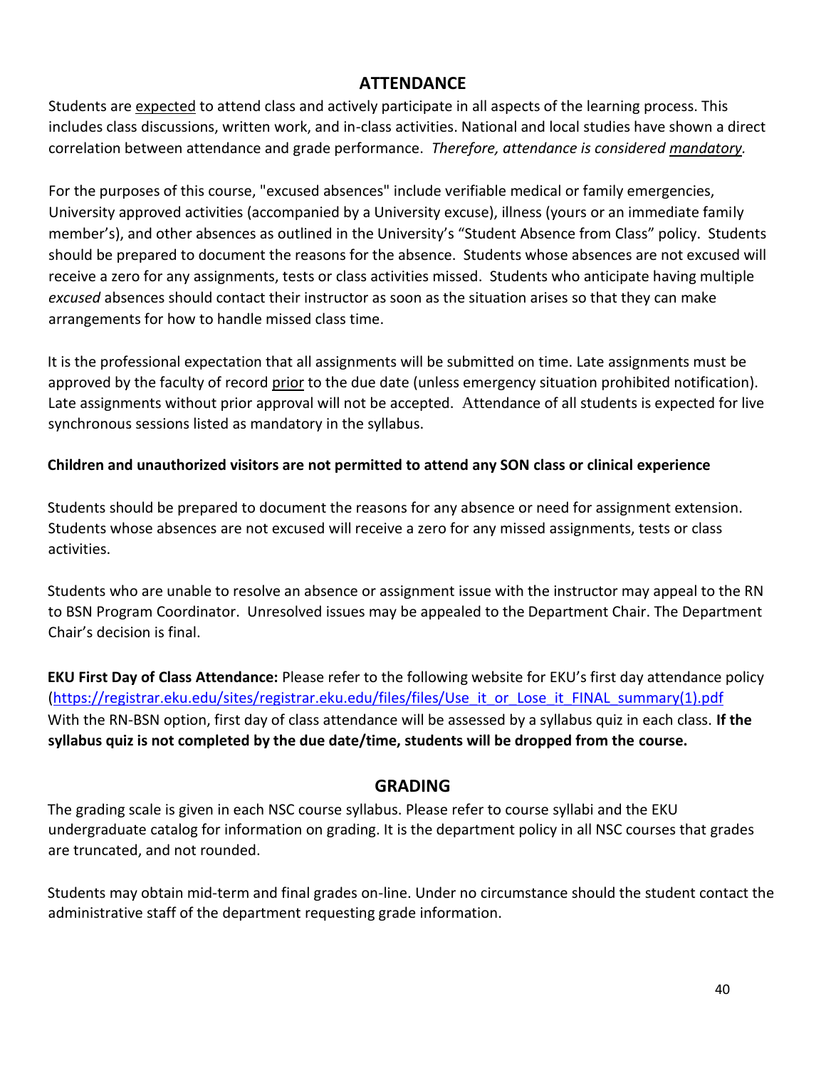## ATTENDANCE

Students are expected to attend class and actively participate in all aspects of the learning process. This includes class discussions, written work, and in-class activities. National and local studies have shown a direct correlation between attendance and grade performance. *Therefore, attendance is considered mandatory.*

For the purposes of this course, "excused absences" include verifiable medical or family emergencies, University approved activities (accompanied by a University excuse), illness (yours or an immediate family member's), and other absences as outlined in the University's "Student Absence from Class" policy. Students should be prepared to document the reasons for the absence. Students whose absences are not excused will receive a zero for any assignments, tests or class activities missed. Students who anticipate having multiple *excused* absences should contact their instructor as soon as the situation arises so that they can make arrangements for how to handle missed class time.

It is the professional expectation that all assignments will be submitted on time. Late assignments must be approved by the faculty of record prior to the due date (unless emergency situation prohibited notification). Late assignments without prior approval will not be accepted. Attendance of all students is expected for live synchronous sessions listed as mandatory in the syllabus.

**Children and unauthorized visitors are not permitted to attend any SON class or clinical experience**

Students should be prepared to document the reasons for any absence or need for assignment extension. Students whose absences are not excused will receive a zero for any missed assignments, tests or class activities.

Students who are unable to resolve an absence or assignment issue with the instructor may appeal to the RN to BSN Program Coordinator. Unresolved issues may be appealed to the Department Chair. The Department Chair's decision is final.

**EKU First Day of Class Attendance:** Please refer to the following website for EKU's first day attendance policy (https://registrar.eku.edu/sites/registrar.eku.edu/files/files/Use_it_or_Lose_it_FINAL_summary(1).pdf With the RN-BSN option, first day of class attendance will be assessed by a syllabus quiz in each class. **If the syllabus quiz is not completed by the due date/time, students will be dropped from the course.**

## GRADING

The grading scale is given in each NSC course syllabus. Please refer to course syllabi and the EKU undergraduate catalog for information on grading. It is the department policy in all NSC courses that grades are truncated, and not rounded.

Students may obtain mid-term and final grades on-line. Under no circumstance should the student contact the administrative staff of the department requesting grade information.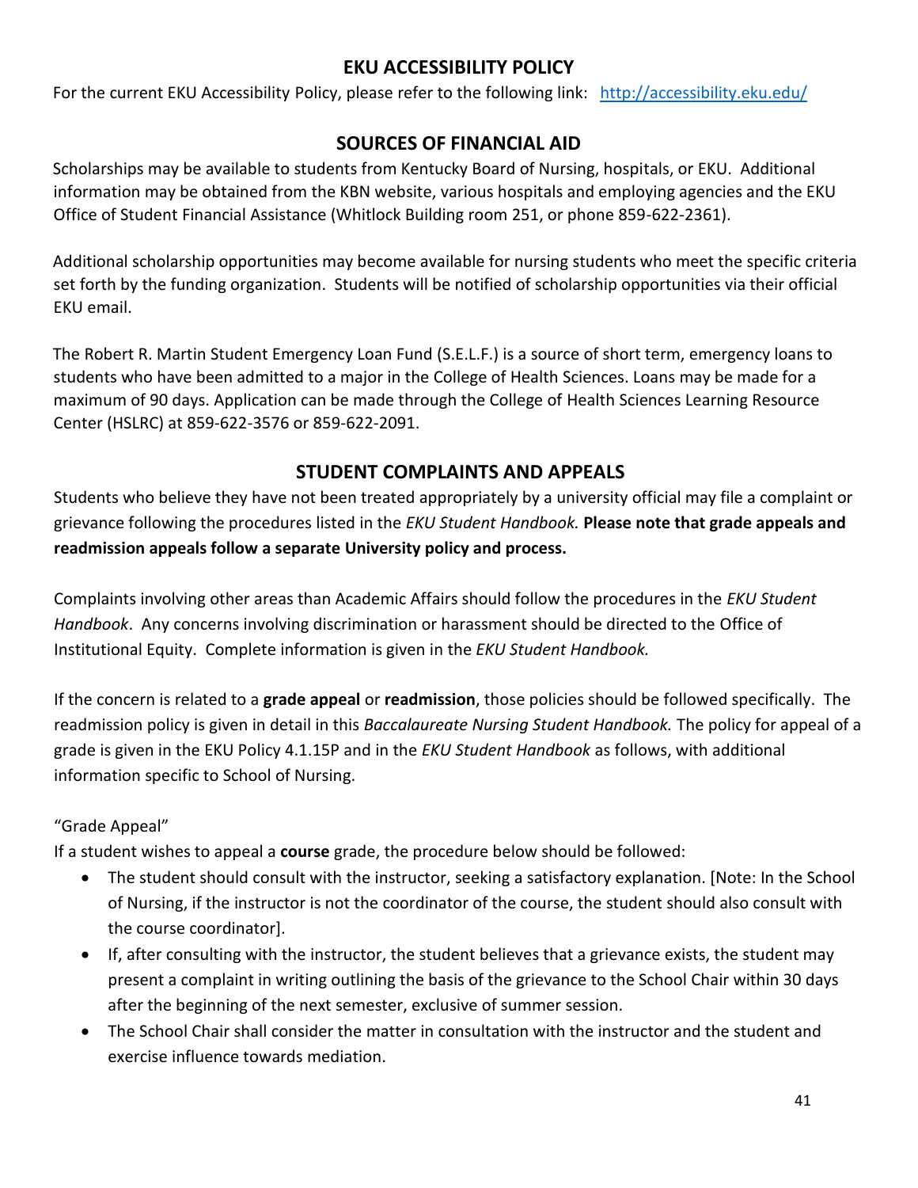## EKU ACCESSIBILITY POLICY

For the current EKU Accessibility Policy, please refer to the following link: [http://accessibility.eku.edu/](http://accessibility.eku.edu/)

## SOURCES OF FINANCIAL AID

Scholarships may be available to students from Kentucky Board of Nursing, hospitals, or EKU. Additional information may be obtained from the KBN website, various hospitals and employing agencies and the EKU Office of Student Financial Assistance (Whitlock Building room 251, or phone 859-622-2361).

Additional scholarship opportunities may become available for nursing students who meet the specific criteria set forth by the funding organization. Students will be notified of scholarship opportunities via their official EKU email.

The Robert R. Martin Student Emergency Loan Fund (S.E.L.F.) is a source of short term, emergency loans to students who have been admitted to a major in the College of Health Sciences. Loans may be made for a maximum of 90 days. Application can be made through the College of Health Sciences Learning Resource Center (HSLRC) at 859-622-3576 or 859-622-2091.

## STUDENT COMPLAINTS AND APPEALS

Students who believe they have not been treated appropriately by a university official may file a complaint or grievance following the procedures listed in the *EKU Student Handbook.* **Please note that grade appeals and readmission appeals follow a separate University policy and process.**

Complaints involving other areas than Academic Affairs should follow the procedures in the *EKU Student Handbook*. Any concerns involving discrimination or harassment should be directed to the Office of Institutional Equity. Complete information is given in the *EKU Student Handbook.*

If the concern is related to a **grade appeal** or **readmission**, those policies should be followed specifically. The readmission policy is given in detail in this *Baccalaureate Nursing Student Handbook.* The policy for appeal of a grade is given in the EKU Policy 4.1.15P and in the *EKU Student Handbook* as follows, with additional information specific to School of Nursing.

"Grade Appeal"

If a student wishes to appeal a **course** grade, the procedure below should be followed:

- The student should consult with the instructor, seeking a satisfactory explanation. [Note: In the School of Nursing, if the instructor is not the coordinator of the course, the student should also consult with the course coordinator].
- If, after consulting with the instructor, the student believes that a grievance exists, the student may present a complaint in writing outlining the basis of the grievance to the School Chair within 30 days after the beginning of the next semester, exclusive of summer session.
- The School Chair shall consider the matter in consultation with the instructor and the student and exercise influence towards mediation.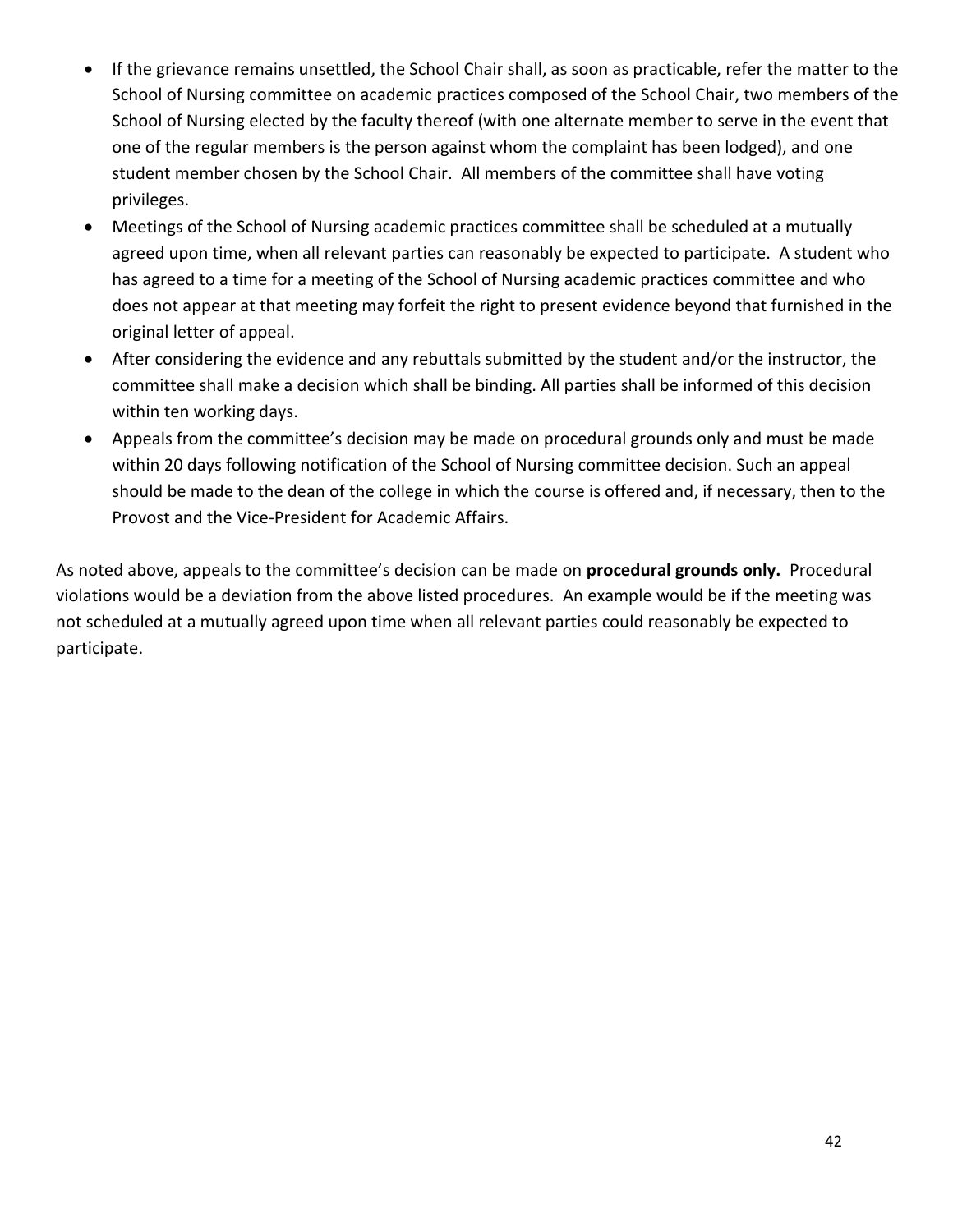- If the grievance remains unsettled, the School Chair shall, as soon as practicable, refer the matter to the School of Nursing committee on academic practices composed of the School Chair, two members of the School of Nursing elected by the faculty thereof (with one alternate member to serve in the event that one of the regular members is the person against whom the complaint has been lodged), and one student member chosen by the School Chair. All members of the committee shall have voting privileges.
- Meetings of the School of Nursing academic practices committee shall be scheduled at a mutually agreed upon time, when all relevant parties can reasonably be expected to participate. A student who has agreed to a time for a meeting of the School of Nursing academic practices committee and who does not appear at that meeting may forfeit the right to present evidence beyond that furnished in the original letter of appeal.
- After considering the evidence and any rebuttals submitted by the student and/or the instructor, the committee shall make a decision which shall be binding. All parties shall be informed of this decision within ten working days.
- Appeals from the committee's decision may be made on procedural grounds only and must be made within 20 days following notification of the School of Nursing committee decision. Such an appeal should be made to the dean of the college in which the course is offered and, if necessary, then to the Provost and the Vice-President for Academic Affairs.

As noted above, appeals to the committee's decision can be made on **procedural grounds only.** Procedural violations would be a deviation from the above listed procedures. An example would be if the meeting was not scheduled at a mutually agreed upon time when all relevant parties could reasonably be expected to participate.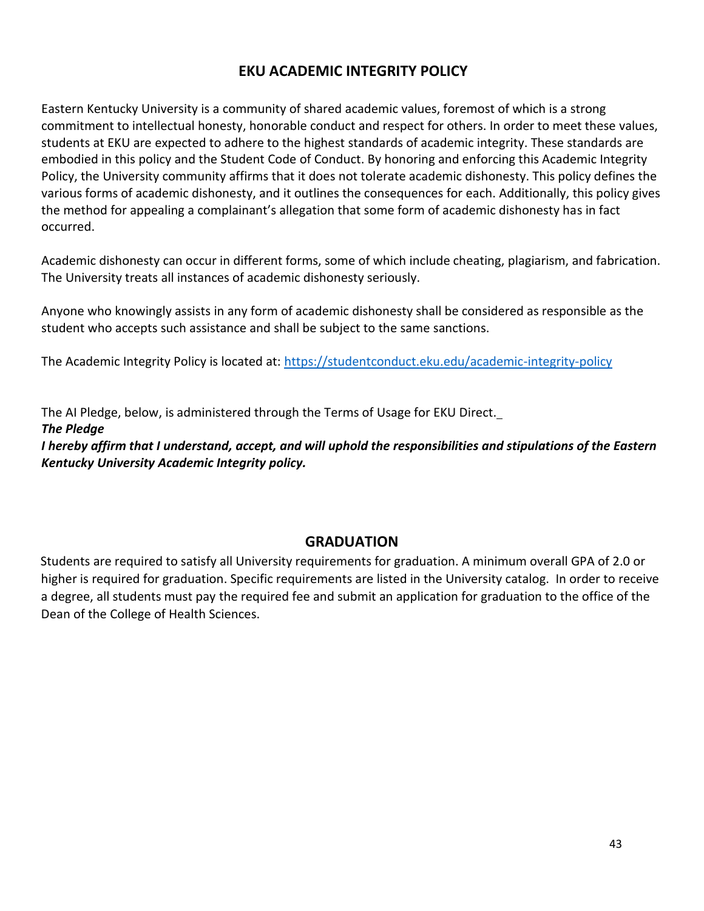## EKU ACADEMIC INTEGRITY POLICY

Eastern Kentucky University is a community of shared academic values, foremost of which is a strong commitment to intellectual honesty, honorable conduct and respect for others. In order to meet these values, students at EKU are expected to adhere to the highest standards of academic integrity. These standards are embodied in this policy and the Student Code of Conduct. By honoring and enforcing this Academic Integrity Policy, the University community affirms that it does not tolerate academic dishonesty. This policy defines the various forms of academic dishonesty, and it outlines the consequences for each. Additionally, this policy gives the method for appealing a complainant's allegation that some form of academic dishonesty has in fact occurred.

Academic dishonesty can occur in different forms, some of which include cheating, plagiarism, and fabrication. The University treats all instances of academic dishonesty seriously.

Anyone who knowingly assists in any form of academic dishonesty shall be considered as responsible as the student who accepts such assistance and shall be subject to the same sanctions.

The Academic Integrity Policy is located at: https://studentconduct.eku.edu/academic-integrity-policy

The AI Pledge, below, is administered through the Terms of Usage for EKU Direct.

***The Pledge***

***I hereby affirm that I understand, accept, and will uphold the responsibilities and stipulations of the Eastern Kentucky University Academic Integrity policy.***

## GRADUATION

Students are required to satisfy all University requirements for graduation. A minimum overall GPA of 2.0 or higher is required for graduation. Specific requirements are listed in the University catalog. In order to receive a degree, all students must pay the required fee and submit an application for graduation to the office of the Dean of the College of Health Sciences.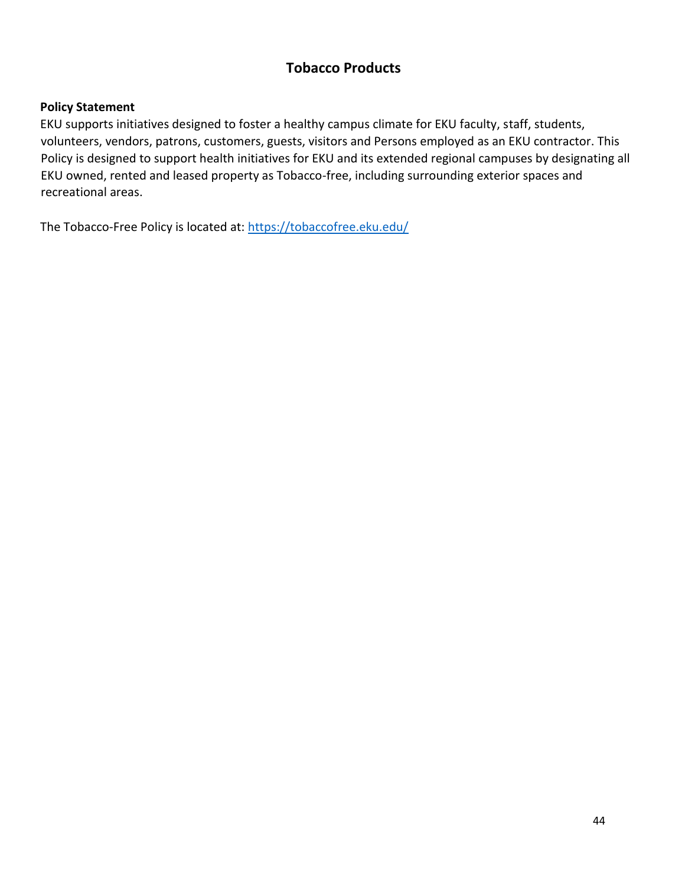## Tobacco Products

**Policy Statement**

EKU supports initiatives designed to foster a healthy campus climate for EKU faculty, staff, students, volunteers, vendors, patrons, customers, guests, visitors and Persons employed as an EKU contractor. This Policy is designed to support health initiatives for EKU and its extended regional campuses by designating all EKU owned, rented and leased property as Tobacco-free, including surrounding exterior spaces and recreational areas.

The Tobacco-Free Policy is located at: [https://tobaccofree.eku.edu/](https://tobaccofree.eku.edu/)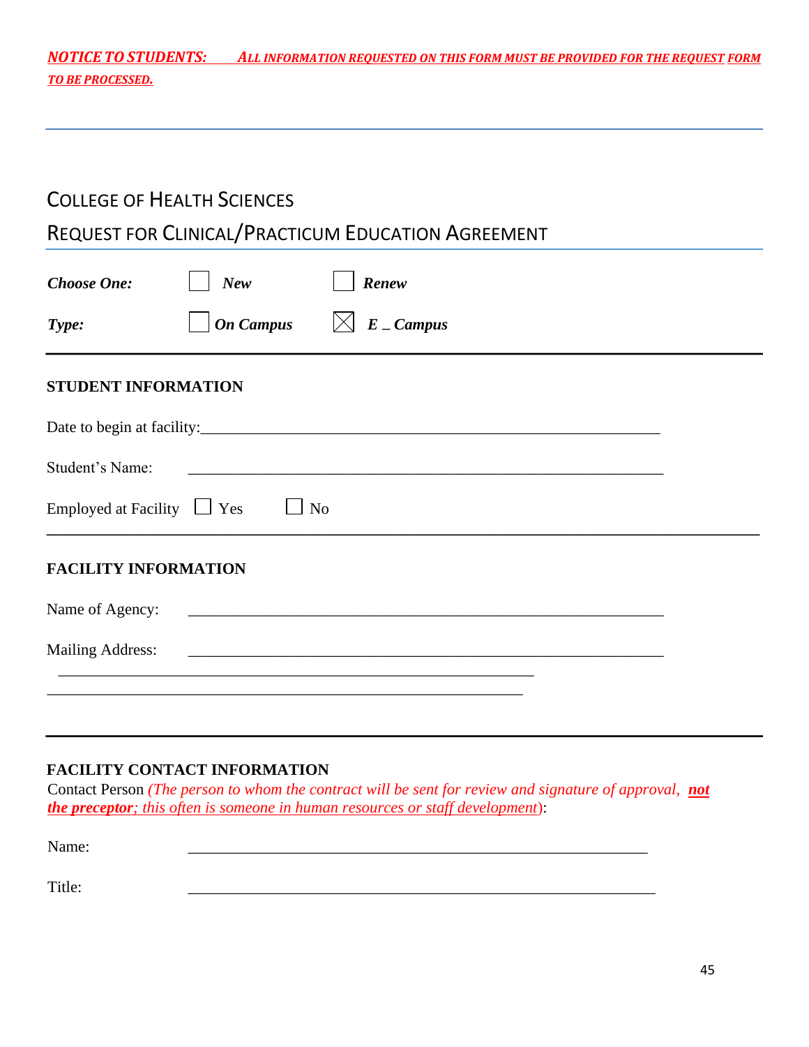***NOTICE TO STUDENTS:*** ***ALL INFORMATION REQUESTED ON THIS FORM MUST BE PROVIDED FOR THE REQUEST FORM TO BE PROCESSED.***

---

## COLLEGE OF HEALTH SCIENCES

## REQUEST FOR CLINICAL/PRACTICUM EDUCATION AGREEMENT

***Choose One:*** ☐ ***New*** ☐ ***Renew***

***Type:*** ☐ ***On Campus*** ☒ ***E _ Campus***

---

**STUDENT INFORMATION**

Date to begin at facility:____________________________________________________________

Student's Name: ____________________________________________________________

Employed at Facility ☐ Yes ☐ No

---

**FACILITY INFORMATION**

Name of Agency: ____________________________________________________________

Mailing Address: ____________________________________________________________

____________________________________________________________

____________________________________________________________

---

**FACILITY CONTACT INFORMATION**

Contact Person *(The person to whom the contract will be sent for review and signature of approval,* ***not the preceptor****; this often is someone in human resources or staff development)*:

Name: ____________________________________________________________

Title: ____________________________________________________________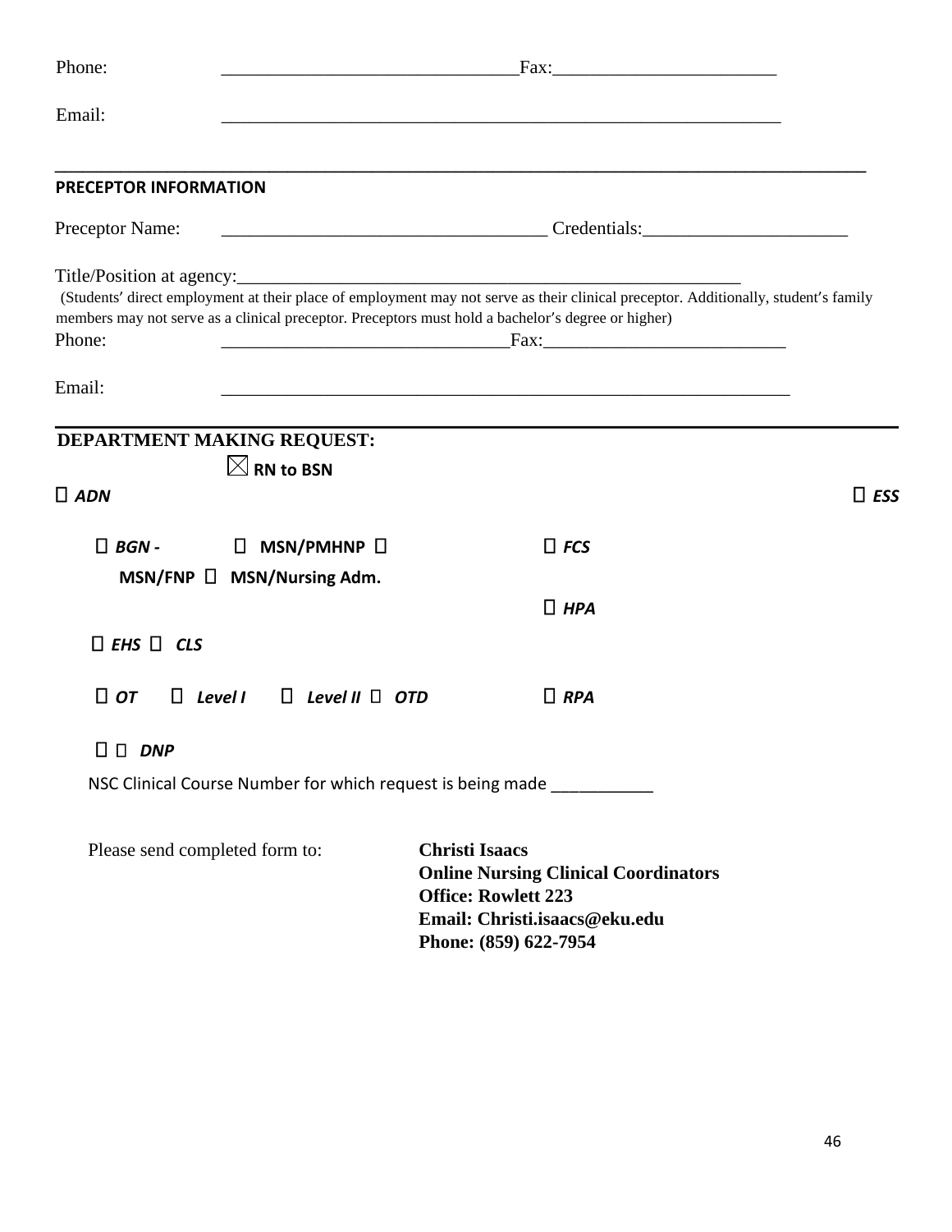Phone: _______________________________Fax:________________________

Email: ___________________________________________________________

---

**PRECEPTOR INFORMATION**

Preceptor Name: __________________________________ Credentials:______________________

Title/Position at agency:_________________________________________________________

(Students' direct employment at their place of employment may not serve as their clinical preceptor. Additionally, student's family members may not serve as a clinical preceptor. Preceptors must hold a bachelor's degree or higher)

Phone: _______________________________Fax:__________________________

Email: ____________________________________________________________

---

**DEPARTMENT MAKING REQUEST:**

☒ **RN to BSN**

☐ ***ADN*** ☐ ***ESS***

☐ ***BGN -*** ☐ **MSN/PMHNP** ☐ **MSN/FNP** ☐ **MSN/Nursing Adm.**

☐ ***FCS***

☐ ***HPA***

☐ ***EHS*** ☐ ***CLS***

☐ ***OT*** ☐ ***Level I*** ☐ ***Level II*** ☐ ***OTD***

☐ ***RPA***

☐ ☐ ***DNP***

NSC Clinical Course Number for which request is being made ___________

Please send completed form to:

**Christi Isaacs**
**Online Nursing Clinical Coordinators**
**Office: Rowlett 223**
**Email: Christi.isaacs@eku.edu**
**Phone: (859) 622-7954**